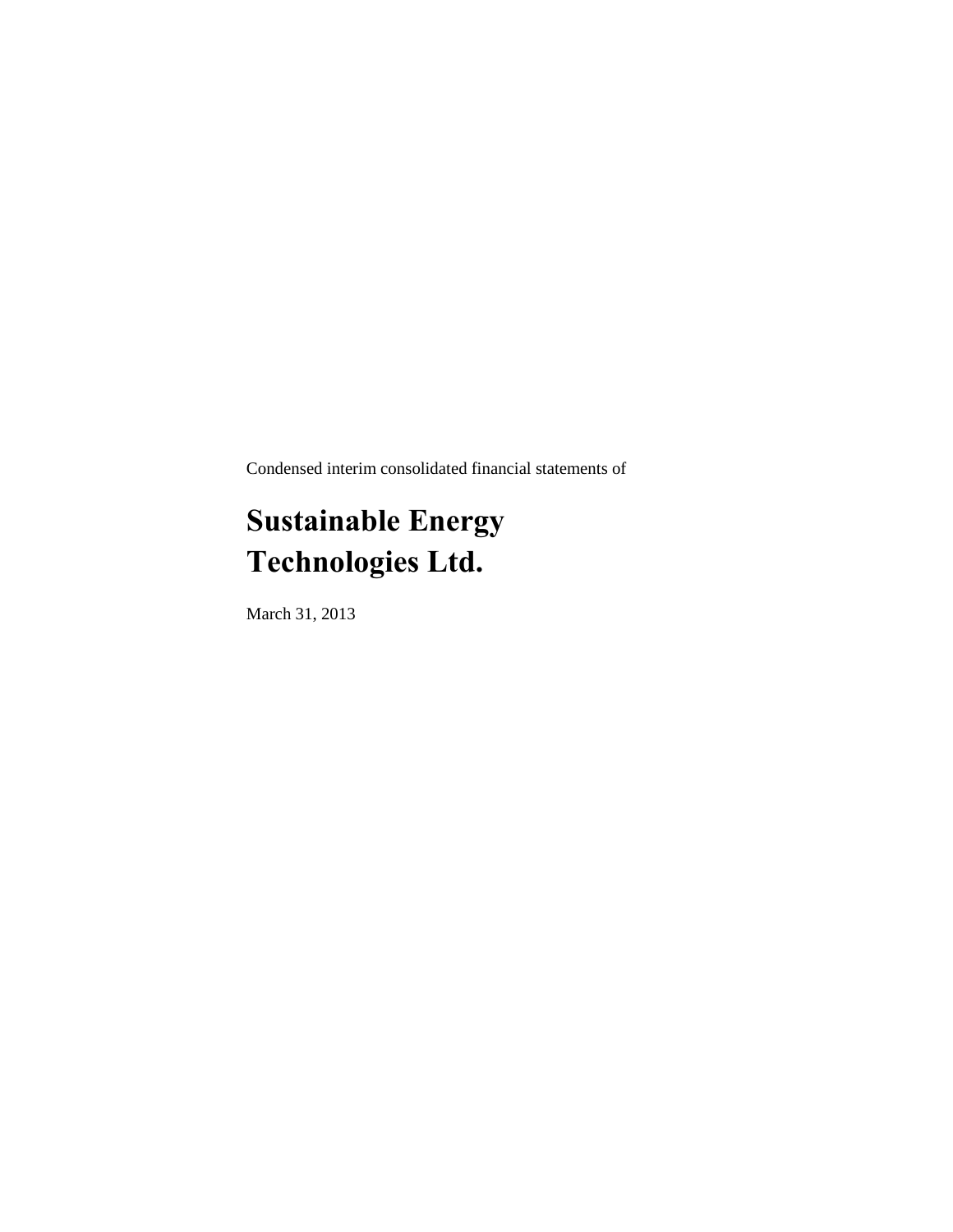Condensed interim consolidated financial statements of

# Sustainable Energy Technologies Ltd.

March 31, 2013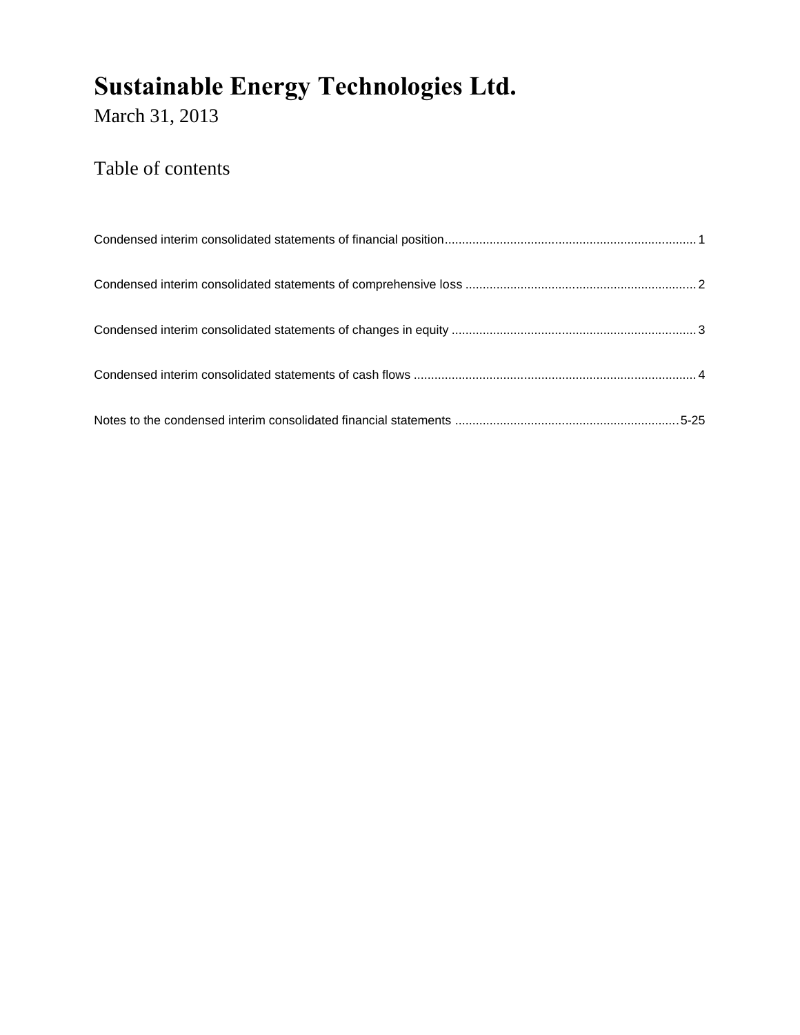# Sustainable Energy Technologies Ltd.

March 31, 2013

## Table of contents

| | |
|---|---|
| Condensed interim consolidated statements of financial position | 1 |
| Condensed interim consolidated statements of comprehensive loss | 2 |
| Condensed interim consolidated statements of changes in equity | 3 |
| Condensed interim consolidated statements of cash flows | 4 |
| Notes to the condensed interim consolidated financial statements | 5-25 |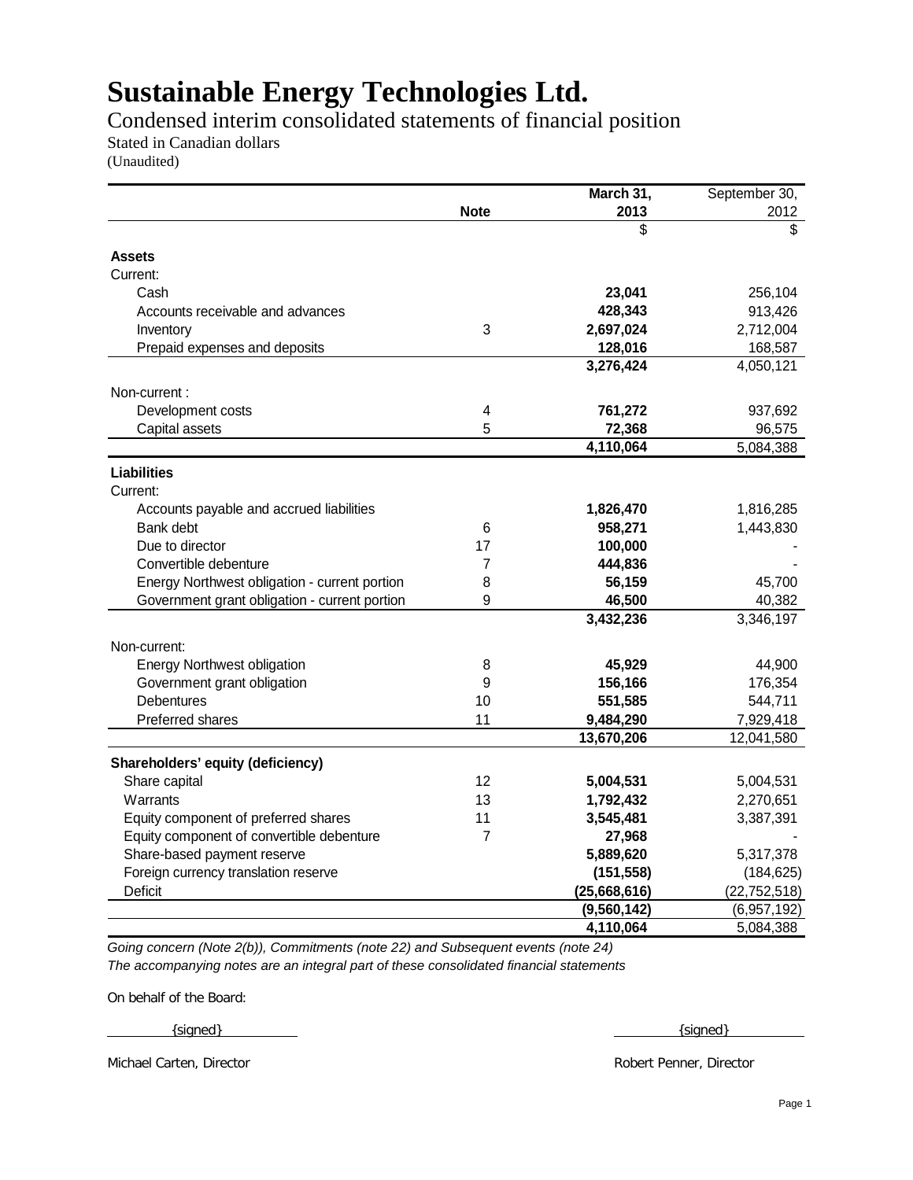# Sustainable Energy Technologies Ltd.

## Condensed interim consolidated statements of financial position

Stated in Canadian dollars
(Unaudited)

| | Note | March 31, 2013 | September 30, 2012 |
|---|---|---|---|
| | | $ | $ |
| **Assets** | | | |
| Current: | | | |
| Cash | | **23,041** | 256,104 |
| Accounts receivable and advances | | **428,343** | 913,426 |
| Inventory | 3 | **2,697,024** | 2,712,004 |
| Prepaid expenses and deposits | | **128,016** | 168,587 |
| | | **3,276,424** | 4,050,121 |
| Non-current : | | | |
| Development costs | 4 | **761,272** | 937,692 |
| Capital assets | 5 | **72,368** | 96,575 |
| | | **4,110,064** | 5,084,388 |
| **Liabilities** | | | |
| Current: | | | |
| Accounts payable and accrued liabilities | | **1,826,470** | 1,816,285 |
| Bank debt | 6 | **958,271** | 1,443,830 |
| Due to director | 17 | **100,000** | - |
| Convertible debenture | 7 | **444,836** | - |
| Energy Northwest obligation - current portion | 8 | **56,159** | 45,700 |
| Government grant obligation - current portion | 9 | **46,500** | 40,382 |
| | | **3,432,236** | 3,346,197 |
| Non-current: | | | |
| Energy Northwest obligation | 8 | **45,929** | 44,900 |
| Government grant obligation | 9 | **156,166** | 176,354 |
| Debentures | 10 | **551,585** | 544,711 |
| Preferred shares | 11 | **9,484,290** | 7,929,418 |
| | | **13,670,206** | 12,041,580 |
| **Shareholders' equity (deficiency)** | | | |
| Share capital | 12 | **5,004,531** | 5,004,531 |
| Warrants | 13 | **1,792,432** | 2,270,651 |
| Equity component of preferred shares | 11 | **3,545,481** | 3,387,391 |
| Equity component of convertible debenture | 7 | **27,968** | - |
| Share-based payment reserve | | **5,889,620** | 5,317,378 |
| Foreign currency translation reserve | | **(151,558)** | (184,625) |
| Deficit | | **(25,668,616)** | (22,752,518) |
| | | **(9,560,142)** | (6,957,192) |
| | | **4,110,064** | 5,084,388 |

*Going concern (Note 2(b)), Commitments (note 22) and Subsequent events (note 24)*
*The accompanying notes are an integral part of these consolidated financial statements*

On behalf of the Board:

{signed} &nbsp;&nbsp;&nbsp;&nbsp;&nbsp;&nbsp;&nbsp;&nbsp; {signed}

Michael Carten, Director &nbsp;&nbsp;&nbsp;&nbsp;&nbsp;&nbsp;&nbsp;&nbsp; Robert Penner, Director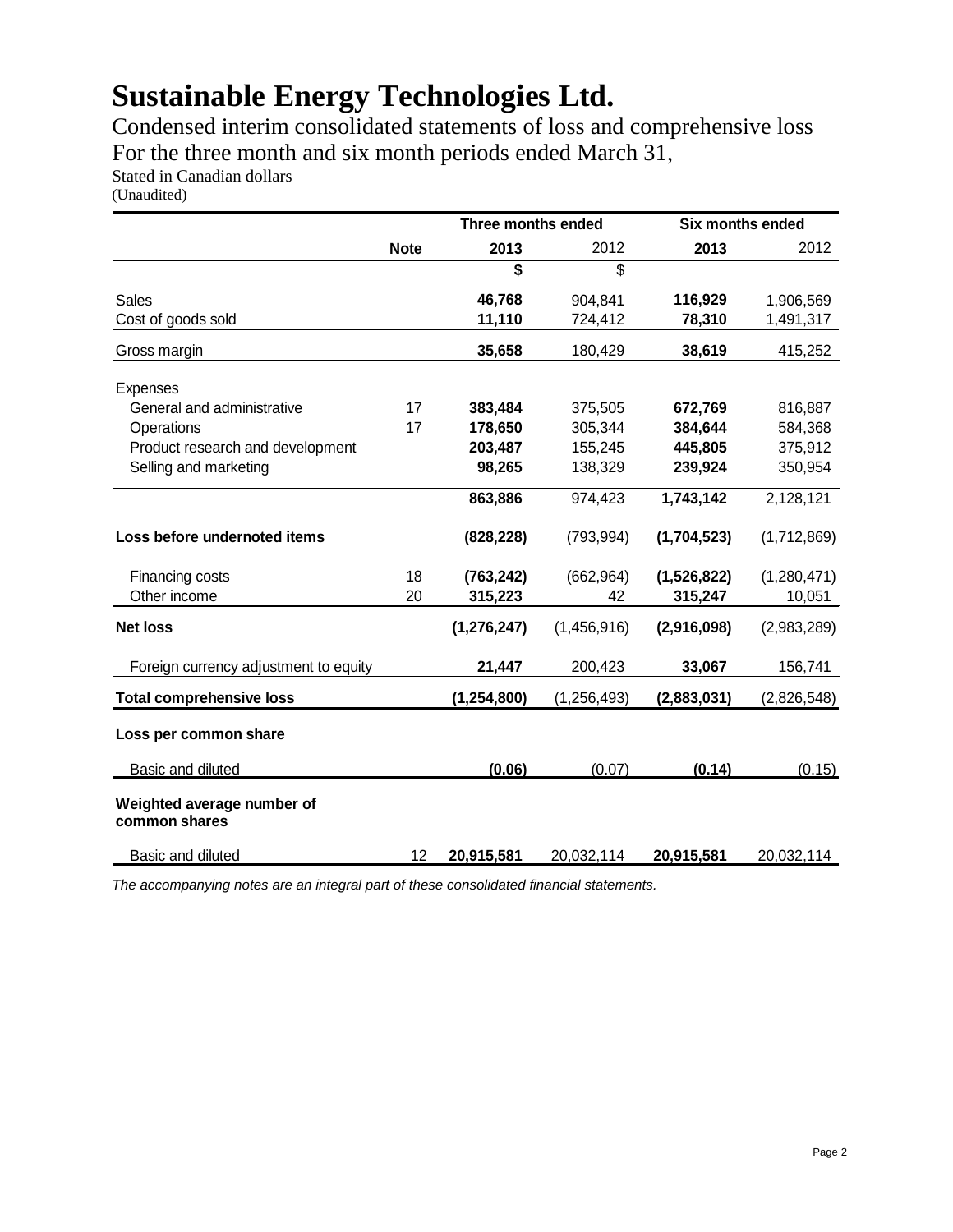# Sustainable Energy Technologies Ltd.

Condensed interim consolidated statements of loss and comprehensive loss
For the three month and six month periods ended March 31,
Stated in Canadian dollars
(Unaudited)

| | | Three months ended | | Six months ended | |
|---|---|---|---|---|---|
| | **Note** | **2013** | 2012 | **2013** | 2012 |
| | | **$** | $ | | |
| Sales | | **46,768** | 904,841 | **116,929** | 1,906,569 |
| Cost of goods sold | | **11,110** | 724,412 | **78,310** | 1,491,317 |
| Gross margin | | **35,658** | 180,429 | **38,619** | 415,252 |
| Expenses | | | | | |
| General and administrative | 17 | **383,484** | 375,505 | **672,769** | 816,887 |
| Operations | 17 | **178,650** | 305,344 | **384,644** | 584,368 |
| Product research and development | | **203,487** | 155,245 | **445,805** | 375,912 |
| Selling and marketing | | **98,265** | 138,329 | **239,924** | 350,954 |
| | | **863,886** | 974,423 | **1,743,142** | 2,128,121 |
| **Loss before undernoted items** | | **(828,228)** | (793,994) | **(1,704,523)** | (1,712,869) |
| Financing costs | 18 | **(763,242)** | (662,964) | **(1,526,822)** | (1,280,471) |
| Other income | 20 | **315,223** | 42 | **315,247** | 10,051 |
| **Net loss** | | **(1,276,247)** | (1,456,916) | **(2,916,098)** | (2,983,289) |
| Foreign currency adjustment to equity | | **21,447** | 200,423 | **33,067** | 156,741 |
| **Total comprehensive loss** | | **(1,254,800)** | (1,256,493) | **(2,883,031)** | (2,826,548) |
| **Loss per common share** | | | | | |
| Basic and diluted | | **(0.06)** | (0.07) | **(0.14)** | (0.15) |
| **Weighted average number of common shares** | | | | | |
| Basic and diluted | 12 | **20,915,581** | 20,032,114 | **20,915,581** | 20,032,114 |

*The accompanying notes are an integral part of these consolidated financial statements.*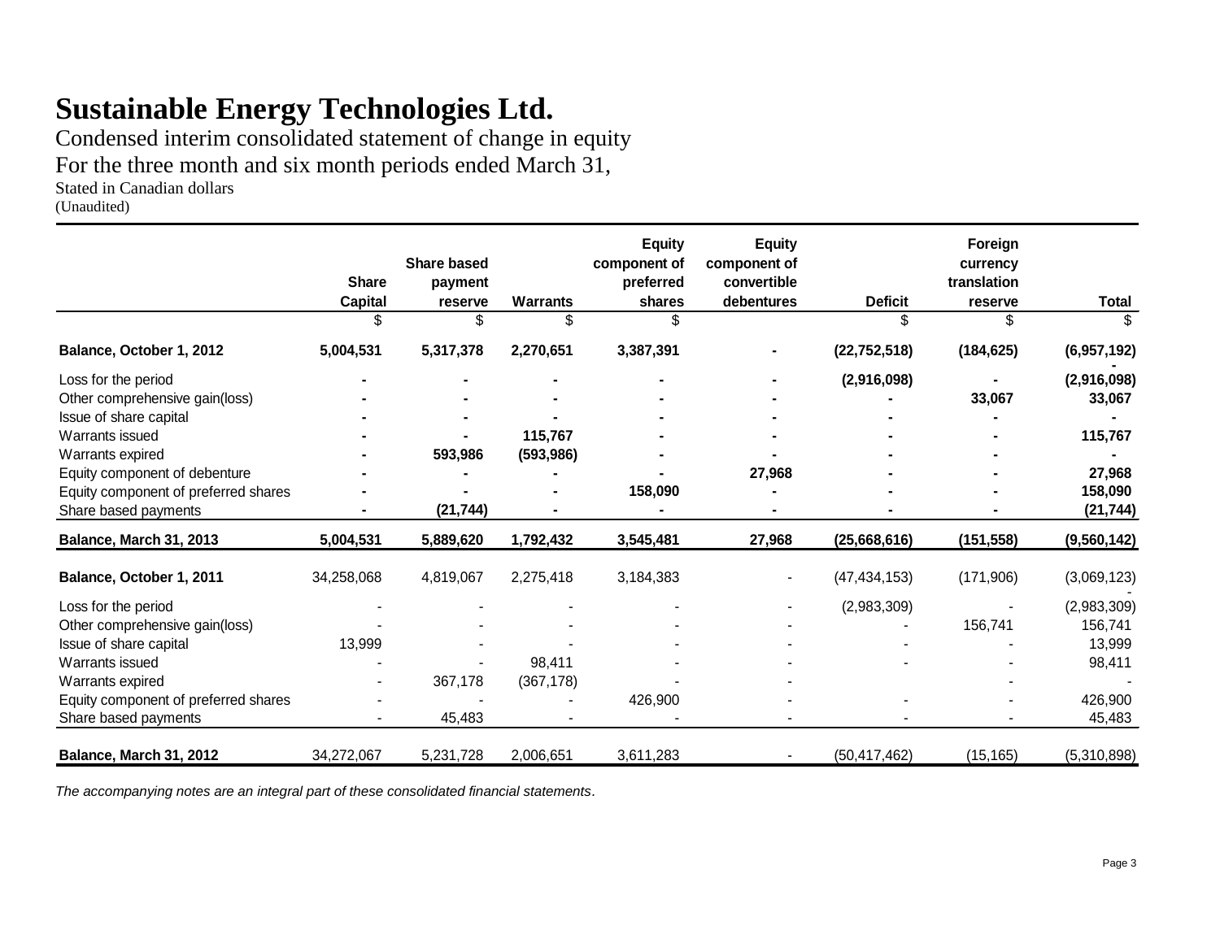# Sustainable Energy Technologies Ltd.

Condensed interim consolidated statement of change in equity
For the three month and six month periods ended March 31,
Stated in Canadian dollars
(Unaudited)

| | Share Capital | Share based payment reserve | Warrants | Equity component of preferred shares | Equity component of convertible debentures | Deficit | Foreign currency translation reserve | Total |
|---|---|---|---|---|---|---|---|---|
| | $ | $ | $ | $ | | $ | $ | $ |
| **Balance, October 1, 2012** | **5,004,531** | **5,317,378** | **2,270,651** | **3,387,391** | **-** | **(22,752,518)** | **(184,625)** | **(6,957,192)** |
| Loss for the period | **-** | **-** | **-** | **-** | **-** | **(2,916,098)** | **-** | **(2,916,098)** |
| Other comprehensive gain(loss) | **-** | **-** | **-** | **-** | **-** | **-** | **33,067** | **33,067** |
| Issue of share capital | **-** | **-** | **-** | **-** | **-** | **-** | **-** | **-** |
| Warrants issued | **-** | **-** | **115,767** | **-** | **-** | **-** | **-** | **115,767** |
| Warrants expired | **-** | **593,986** | **(593,986)** | **-** | **-** | **-** | **-** | **-** |
| Equity component of debenture | **-** | **-** | **-** | **-** | **27,968** | **-** | **-** | **27,968** |
| Equity component of preferred shares | **-** | **-** | **-** | **158,090** | **-** | **-** | **-** | **158,090** |
| Share based payments | **-** | **(21,744)** | **-** | **-** | **-** | **-** | **-** | **(21,744)** |
| **Balance, March 31, 2013** | **5,004,531** | **5,889,620** | **1,792,432** | **3,545,481** | **27,968** | **(25,668,616)** | **(151,558)** | **(9,560,142)** |
| **Balance, October 1, 2011** | 34,258,068 | 4,819,067 | 2,275,418 | 3,184,383 | - | (47,434,153) | (171,906) | (3,069,123) |
| Loss for the period | - | - | - | - | - | (2,983,309) | - | (2,983,309) |
| Other comprehensive gain(loss) | - | - | - | - | - | - | 156,741 | 156,741 |
| Issue of share capital | 13,999 | - | - | - | - | - | - | 13,999 |
| Warrants issued | - | - | 98,411 | - | - | - | - | 98,411 |
| Warrants expired | - | 367,178 | (367,178) | - | - | | - | - |
| Equity component of preferred shares | - | - | - | 426,900 | - | - | - | 426,900 |
| Share based payments | - | 45,483 | - | - | - | - | - | 45,483 |
| **Balance, March 31, 2012** | 34,272,067 | 5,231,728 | 2,006,651 | 3,611,283 | - | (50,417,462) | (15,165) | (5,310,898) |

*The accompanying notes are an integral part of these consolidated financial statements.*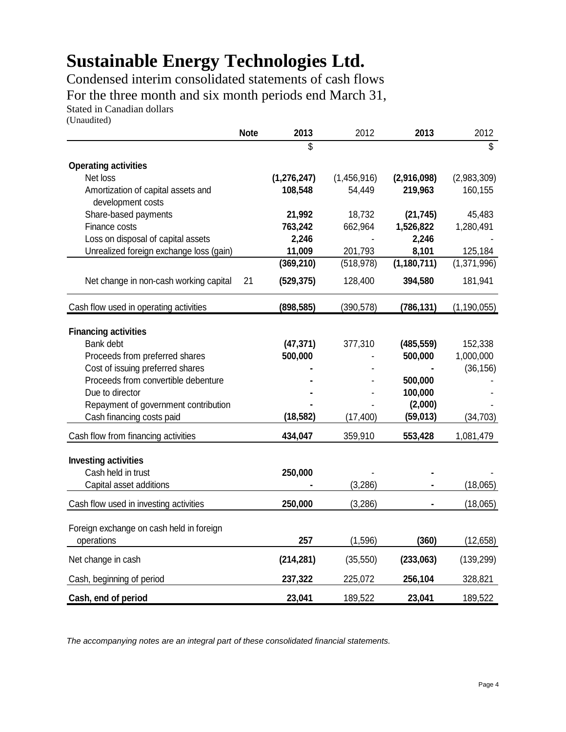# Sustainable Energy Technologies Ltd.

Condensed interim consolidated statements of cash flows
For the three month and six month periods end March 31,
Stated in Canadian dollars
(Unaudited)

| | Note | 2013 | 2012 | 2013 | 2012 |
|---|---|---|---|---|---|
| | | $ | | | $ |
| **Operating activities** | | | | | |
| Net loss | | **(1,276,247)** | (1,456,916) | **(2,916,098)** | (2,983,309) |
| Amortization of capital assets and development costs | | **108,548** | 54,449 | **219,963** | 160,155 |
| Share-based payments | | **21,992** | 18,732 | **(21,745)** | 45,483 |
| Finance costs | | **763,242** | 662,964 | **1,526,822** | 1,280,491 |
| Loss on disposal of capital assets | | **2,246** | - | **2,246** | - |
| Unrealized foreign exchange loss (gain) | | **11,009** | 201,793 | **8,101** | 125,184 |
| | | **(369,210)** | (518,978) | **(1,180,711)** | (1,371,996) |
| Net change in non-cash working capital | 21 | **(529,375)** | 128,400 | **394,580** | 181,941 |
| Cash flow used in operating activities | | **(898,585)** | (390,578) | **(786,131)** | (1,190,055) |
| **Financing activities** | | | | | |
| Bank debt | | **(47,371)** | 377,310 | **(485,559)** | 152,338 |
| Proceeds from preferred shares | | **500,000** | - | **500,000** | 1,000,000 |
| Cost of issuing preferred shares | | **-** | - | **-** | (36,156) |
| Proceeds from convertible debenture | | **-** | - | **500,000** | - |
| Due to director | | **-** | - | **100,000** | - |
| Repayment of government contribution | | **-** | - | **(2,000)** | - |
| Cash financing costs paid | | **(18,582)** | (17,400) | **(59,013)** | (34,703) |
| Cash flow from financing activities | | **434,047** | 359,910 | **553,428** | 1,081,479 |
| **Investing activities** | | | | | |
| Cash held in trust | | **250,000** | - | **-** | - |
| Capital asset additions | | **-** | (3,286) | **-** | (18,065) |
| Cash flow used in investing activities | | **250,000** | (3,286) | **-** | (18,065) |
| Foreign exchange on cash held in foreign operations | | **257** | (1,596) | **(360)** | (12,658) |
| Net change in cash | | **(214,281)** | (35,550) | **(233,063)** | (139,299) |
| Cash, beginning of period | | **237,322** | 225,072 | **256,104** | 328,821 |
| **Cash, end of period** | | **23,041** | 189,522 | **23,041** | 189,522 |

*The accompanying notes are an integral part of these consolidated financial statements.*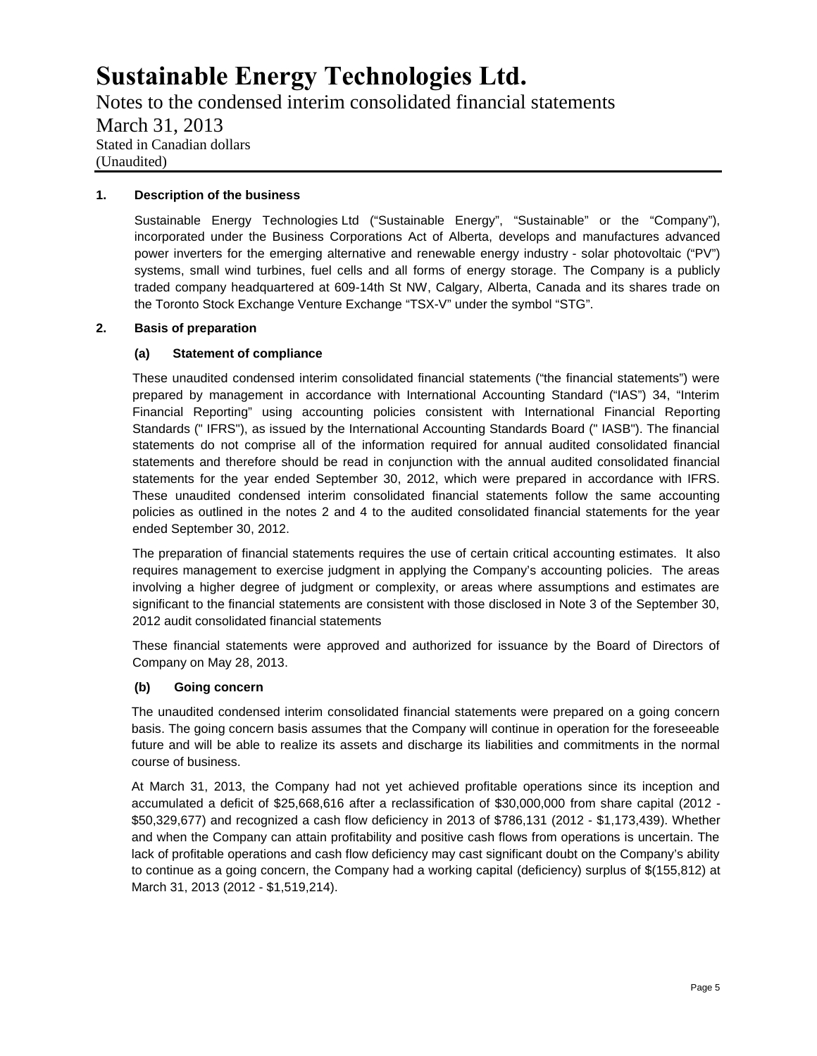# Sustainable Energy Technologies Ltd.

Notes to the condensed interim consolidated financial statements
March 31, 2013
Stated in Canadian dollars
(Unaudited)

**1. Description of the business**

Sustainable Energy Technologies Ltd ("Sustainable Energy", "Sustainable" or the "Company"), incorporated under the Business Corporations Act of Alberta, develops and manufactures advanced power inverters for the emerging alternative and renewable energy industry - solar photovoltaic ("PV") systems, small wind turbines, fuel cells and all forms of energy storage. The Company is a publicly traded company headquartered at 609-14th St NW, Calgary, Alberta, Canada and its shares trade on the Toronto Stock Exchange Venture Exchange "TSX-V" under the symbol "STG".

**2. Basis of preparation**

**(a) Statement of compliance**

These unaudited condensed interim consolidated financial statements ("the financial statements") were prepared by management in accordance with International Accounting Standard ("IAS") 34, "Interim Financial Reporting" using accounting policies consistent with International Financial Reporting Standards (" IFRS"), as issued by the International Accounting Standards Board (" IASB"). The financial statements do not comprise all of the information required for annual audited consolidated financial statements and therefore should be read in conjunction with the annual audited consolidated financial statements for the year ended September 30, 2012, which were prepared in accordance with IFRS. These unaudited condensed interim consolidated financial statements follow the same accounting policies as outlined in the notes 2 and 4 to the audited consolidated financial statements for the year ended September 30, 2012.

The preparation of financial statements requires the use of certain critical accounting estimates. It also requires management to exercise judgment in applying the Company's accounting policies. The areas involving a higher degree of judgment or complexity, or areas where assumptions and estimates are significant to the financial statements are consistent with those disclosed in Note 3 of the September 30, 2012 audit consolidated financial statements

These financial statements were approved and authorized for issuance by the Board of Directors of Company on May 28, 2013.

**(b) Going concern**

The unaudited condensed interim consolidated financial statements were prepared on a going concern basis. The going concern basis assumes that the Company will continue in operation for the foreseeable future and will be able to realize its assets and discharge its liabilities and commitments in the normal course of business.

At March 31, 2013, the Company had not yet achieved profitable operations since its inception and accumulated a deficit of $25,668,616 after a reclassification of $30,000,000 from share capital (2012 - $50,329,677) and recognized a cash flow deficiency in 2013 of $786,131 (2012 - $1,173,439). Whether and when the Company can attain profitability and positive cash flows from operations is uncertain. The lack of profitable operations and cash flow deficiency may cast significant doubt on the Company's ability to continue as a going concern, the Company had a working capital (deficiency) surplus of $(155,812) at March 31, 2013 (2012 - $1,519,214).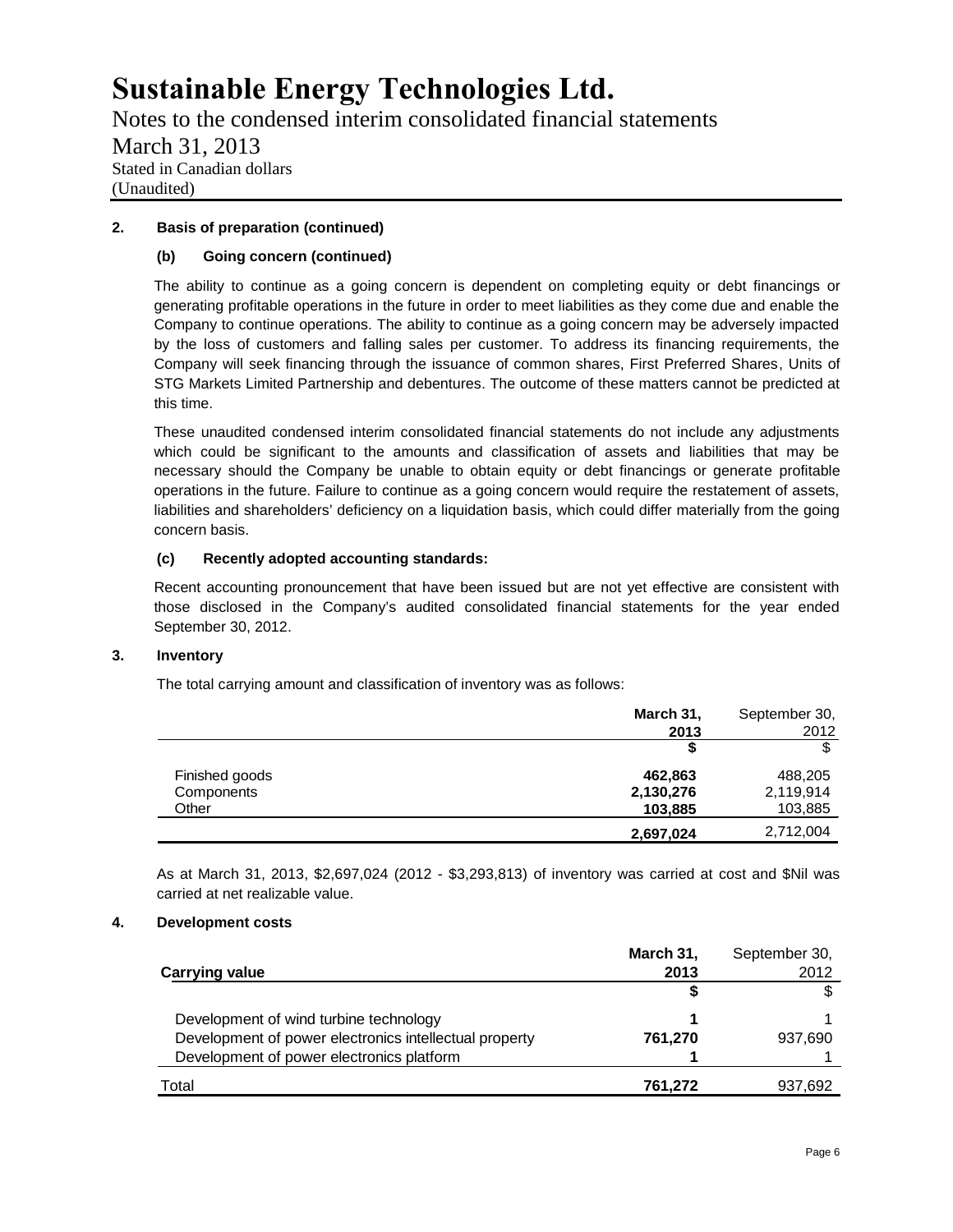# Sustainable Energy Technologies Ltd.

Notes to the condensed interim consolidated financial statements

March 31, 2013

Stated in Canadian dollars

(Unaudited)

**2. Basis of preparation (continued)**

**(b) Going concern (continued)**

The ability to continue as a going concern is dependent on completing equity or debt financings or generating profitable operations in the future in order to meet liabilities as they come due and enable the Company to continue operations. The ability to continue as a going concern may be adversely impacted by the loss of customers and falling sales per customer. To address its financing requirements, the Company will seek financing through the issuance of common shares, First Preferred Shares, Units of STG Markets Limited Partnership and debentures. The outcome of these matters cannot be predicted at this time.

These unaudited condensed interim consolidated financial statements do not include any adjustments which could be significant to the amounts and classification of assets and liabilities that may be necessary should the Company be unable to obtain equity or debt financings or generate profitable operations in the future. Failure to continue as a going concern would require the restatement of assets, liabilities and shareholders' deficiency on a liquidation basis, which could differ materially from the going concern basis.

**(c) Recently adopted accounting standards:**

Recent accounting pronouncement that have been issued but are not yet effective are consistent with those disclosed in the Company's audited consolidated financial statements for the year ended September 30, 2012.

**3. Inventory**

The total carrying amount and classification of inventory was as follows:

| | **March 31, 2013** | September 30, 2012 |
|---|---|---|
| | **$** | $ |
| Finished goods | **462,863** | 488,205 |
| Components | **2,130,276** | 2,119,914 |
| Other | **103,885** | 103,885 |
| | **2,697,024** | 2,712,004 |

As at March 31, 2013, $2,697,024 (2012 - $3,293,813) of inventory was carried at cost and $Nil was carried at net realizable value.

**4. Development costs**

| **Carrying value** | **March 31, 2013** | September 30, 2012 |
|---|---|---|
| | **$** | $ |
| Development of wind turbine technology | **1** | 1 |
| Development of power electronics intellectual property | **761,270** | 937,690 |
| Development of power electronics platform | **1** | 1 |
| Total | **761,272** | 937,692 |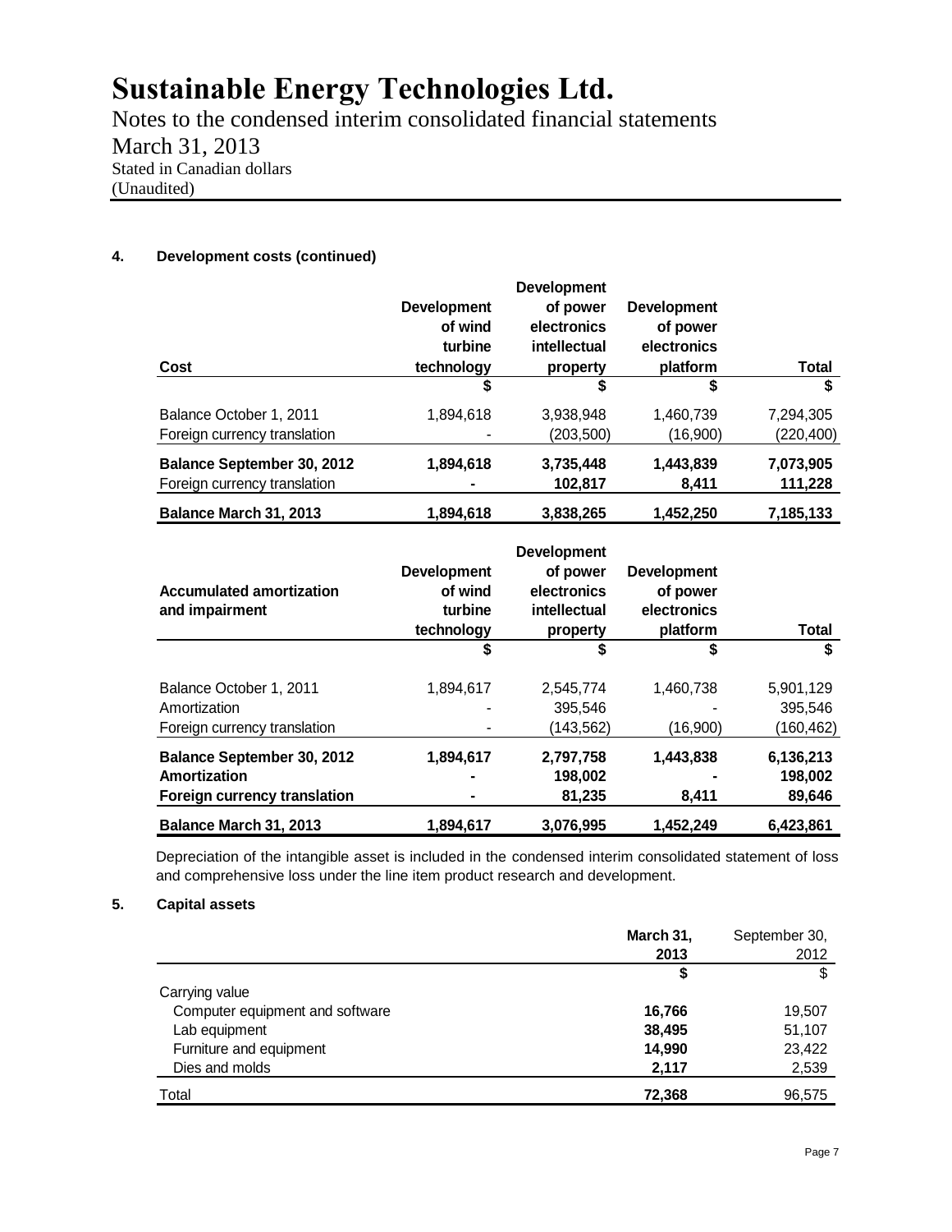# Sustainable Energy Technologies Ltd.

Notes to the condensed interim consolidated financial statements
March 31, 2013
Stated in Canadian dollars
(Unaudited)

**4. Development costs (continued)**

| Cost | Development of wind turbine technology | Development of power electronics intellectual property | Development of power electronics platform | Total |
|---|---|---|---|---|
| | $ | $ | $ | $ |
| Balance October 1, 2011 | 1,894,618 | 3,938,948 | 1,460,739 | 7,294,305 |
| Foreign currency translation | - | (203,500) | (16,900) | (220,400) |
| **Balance September 30, 2012** | **1,894,618** | **3,735,448** | **1,443,839** | **7,073,905** |
| Foreign currency translation | **-** | **102,817** | **8,411** | **111,228** |
| **Balance March 31, 2013** | **1,894,618** | **3,838,265** | **1,452,250** | **7,185,133** |

| Accumulated amortization and impairment | Development of wind turbine technology | Development of power electronics intellectual property | Development of power electronics platform | Total |
|---|---|---|---|---|
| | $ | $ | $ | $ |
| Balance October 1, 2011 | 1,894,617 | 2,545,774 | 1,460,738 | 5,901,129 |
| Amortization | - | 395,546 | - | 395,546 |
| Foreign currency translation | - | (143,562) | (16,900) | (160,462) |
| **Balance September 30, 2012** | **1,894,617** | **2,797,758** | **1,443,838** | **6,136,213** |
| **Amortization** | **-** | **198,002** | **-** | **198,002** |
| **Foreign currency translation** | **-** | **81,235** | **8,411** | **89,646** |
| **Balance March 31, 2013** | **1,894,617** | **3,076,995** | **1,452,249** | **6,423,861** |

Depreciation of the intangible asset is included in the condensed interim consolidated statement of loss and comprehensive loss under the line item product research and development.

**5. Capital assets**

| | March 31, 2013 | September 30, 2012 |
|---|---|---|
| | $ | $ |
| Carrying value | | |
| Computer equipment and software | **16,766** | 19,507 |
| Lab equipment | **38,495** | 51,107 |
| Furniture and equipment | **14,990** | 23,422 |
| Dies and molds | **2,117** | 2,539 |
| Total | **72,368** | 96,575 |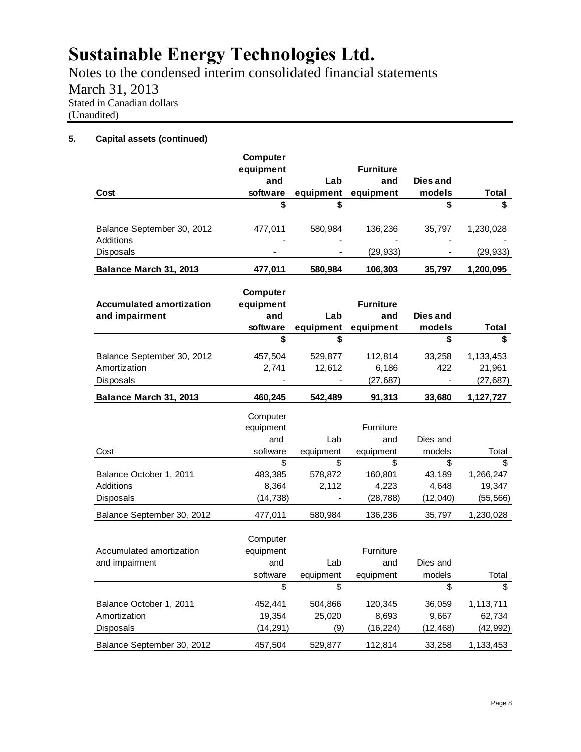# Sustainable Energy Technologies Ltd.

Notes to the condensed interim consolidated financial statements

March 31, 2013

Stated in Canadian dollars

(Unaudited)

**5. Capital assets (continued)**

| **Cost** | **Computer equipment and software** | **Lab equipment** | **Furniture and equipment** | **Dies and models** | **Total** |
|---|---|---|---|---|---|
| | **$** | **$** | | **$** | **$** |
| Balance September 30, 2012 | 477,011 | 580,984 | 136,236 | 35,797 | 1,230,028 |
| Additions | - | - | - | - | - |
| Disposals | - | - | (29,933) | - | (29,933) |
| **Balance March 31, 2013** | **477,011** | **580,984** | **106,303** | **35,797** | **1,200,095** |

| **Accumulated amortization and impairment** | **Computer equipment and software** | **Lab equipment** | **Furniture and equipment** | **Dies and models** | **Total** |
|---|---|---|---|---|---|
| | **$** | **$** | | **$** | **$** |
| Balance September 30, 2012 | 457,504 | 529,877 | 112,814 | 33,258 | 1,133,453 |
| Amortization | 2,741 | 12,612 | 6,186 | 422 | 21,961 |
| Disposals | - | - | (27,687) | - | (27,687) |
| **Balance March 31, 2013** | **460,245** | **542,489** | **91,313** | **33,680** | **1,127,727** |

| Cost | Computer equipment and software | Lab equipment | Furniture and equipment | Dies and models | Total |
|---|---|---|---|---|---|
| | $ | $ | $ | $ | $ |
| Balance October 1, 2011 | 483,385 | 578,872 | 160,801 | 43,189 | 1,266,247 |
| Additions | 8,364 | 2,112 | 4,223 | 4,648 | 19,347 |
| Disposals | (14,738) | - | (28,788) | (12,040) | (55,566) |
| Balance September 30, 2012 | 477,011 | 580,984 | 136,236 | 35,797 | 1,230,028 |

| Accumulated amortization and impairment | Computer equipment and software | Lab equipment | Furniture and equipment | Dies and models | Total |
|---|---|---|---|---|---|
| | $ | $ | | $ | $ |
| Balance October 1, 2011 | 452,441 | 504,866 | 120,345 | 36,059 | 1,113,711 |
| Amortization | 19,354 | 25,020 | 8,693 | 9,667 | 62,734 |
| Disposals | (14,291) | (9) | (16,224) | (12,468) | (42,992) |
| Balance September 30, 2012 | 457,504 | 529,877 | 112,814 | 33,258 | 1,133,453 |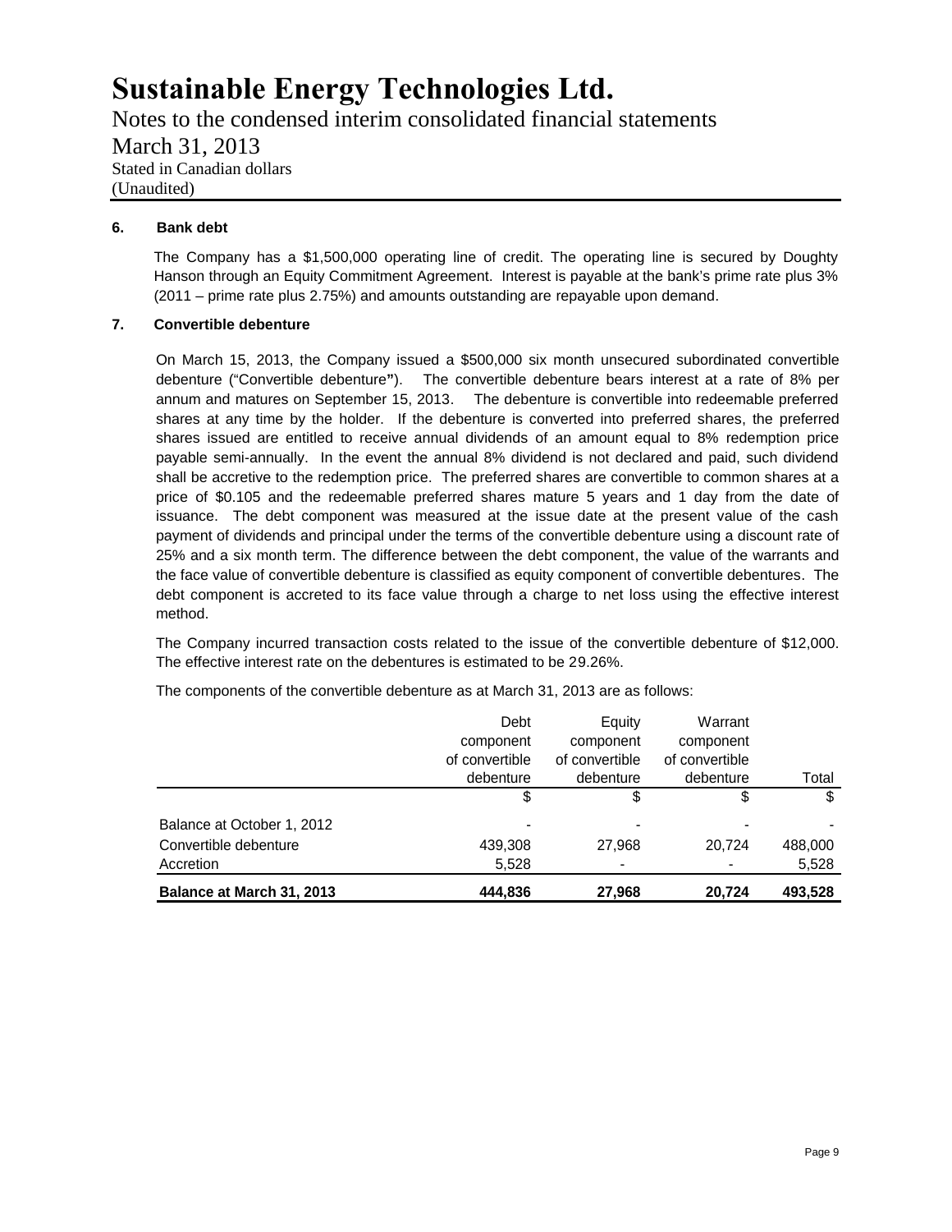# Sustainable Energy Technologies Ltd.

Notes to the condensed interim consolidated financial statements

March 31, 2013

Stated in Canadian dollars

(Unaudited)

## 6. Bank debt

The Company has a $1,500,000 operating line of credit. The operating line is secured by Doughty Hanson through an Equity Commitment Agreement. Interest is payable at the bank's prime rate plus 3% (2011 – prime rate plus 2.75%) and amounts outstanding are repayable upon demand.

## 7. Convertible debenture

On March 15, 2013, the Company issued a $500,000 six month unsecured subordinated convertible debenture ("Convertible debenture"). The convertible debenture bears interest at a rate of 8% per annum and matures on September 15, 2013. The debenture is convertible into redeemable preferred shares at any time by the holder. If the debenture is converted into preferred shares, the preferred shares issued are entitled to receive annual dividends of an amount equal to 8% redemption price payable semi-annually. In the event the annual 8% dividend is not declared and paid, such dividend shall be accretive to the redemption price. The preferred shares are convertible to common shares at a price of $0.105 and the redeemable preferred shares mature 5 years and 1 day from the date of issuance. The debt component was measured at the issue date at the present value of the cash payment of dividends and principal under the terms of the convertible debenture using a discount rate of 25% and a six month term. The difference between the debt component, the value of the warrants and the face value of convertible debenture is classified as equity component of convertible debentures. The debt component is accreted to its face value through a charge to net loss using the effective interest method.

The Company incurred transaction costs related to the issue of the convertible debenture of $12,000. The effective interest rate on the debentures is estimated to be 29.26%.

The components of the convertible debenture as at March 31, 2013 are as follows:

| | Debt component of convertible debenture | Equity component of convertible debenture | Warrant component of convertible debenture | Total |
|---|---|---|---|---|
| | $ | $ | $ | $ |
| Balance at October 1, 2012 | - | - | - | - |
| Convertible debenture | 439,308 | 27,968 | 20,724 | 488,000 |
| Accretion | 5,528 | - | - | 5,528 |
| **Balance at March 31, 2013** | **444,836** | **27,968** | **20,724** | **493,528** |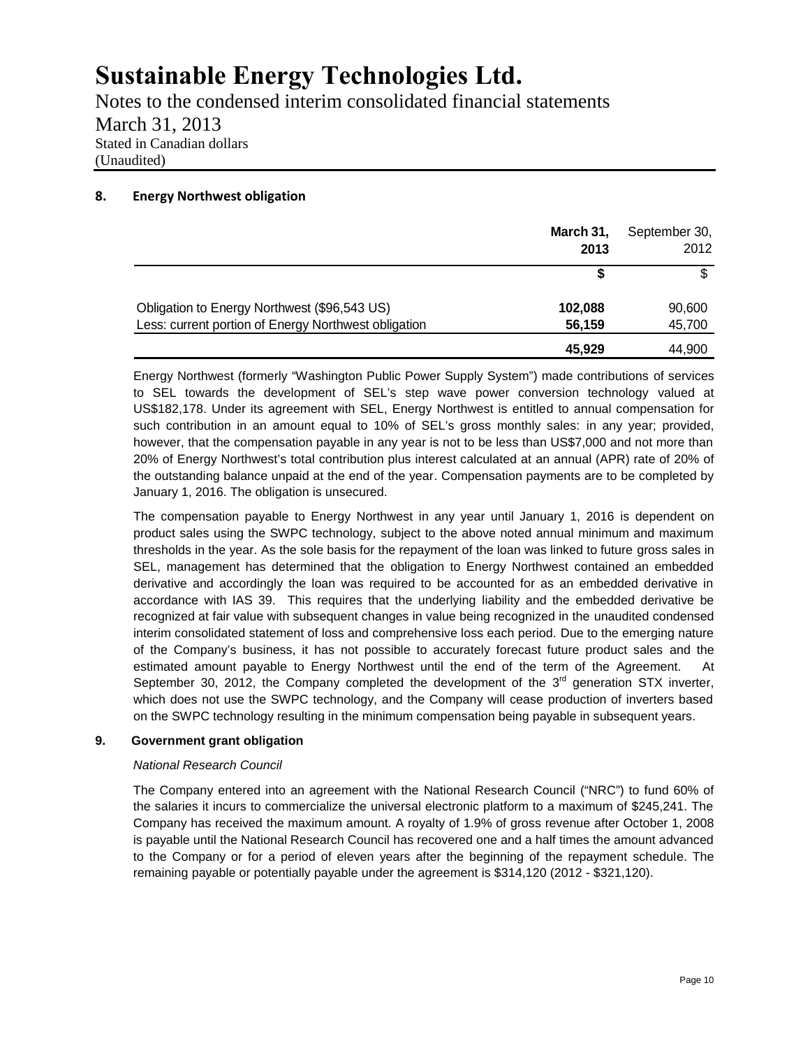# Sustainable Energy Technologies Ltd.

Notes to the condensed interim consolidated financial statements

March 31, 2013

Stated in Canadian dollars

(Unaudited)

## 8. Energy Northwest obligation

| | March 31, 2013 | September 30, 2012 |
|---|---|---|
| | $ | $ |
| Obligation to Energy Northwest ($96,543 US) | 102,088 | 90,600 |
| Less: current portion of Energy Northwest obligation | 56,159 | 45,700 |
| | 45,929 | 44,900 |

Energy Northwest (formerly "Washington Public Power Supply System") made contributions of services to SEL towards the development of SEL's step wave power conversion technology valued at US$182,178. Under its agreement with SEL, Energy Northwest is entitled to annual compensation for such contribution in an amount equal to 10% of SEL's gross monthly sales: in any year; provided, however, that the compensation payable in any year is not to be less than US$7,000 and not more than 20% of Energy Northwest's total contribution plus interest calculated at an annual (APR) rate of 20% of the outstanding balance unpaid at the end of the year. Compensation payments are to be completed by January 1, 2016. The obligation is unsecured.

The compensation payable to Energy Northwest in any year until January 1, 2016 is dependent on product sales using the SWPC technology, subject to the above noted annual minimum and maximum thresholds in the year. As the sole basis for the repayment of the loan was linked to future gross sales in SEL, management has determined that the obligation to Energy Northwest contained an embedded derivative and accordingly the loan was required to be accounted for as an embedded derivative in accordance with IAS 39. This requires that the underlying liability and the embedded derivative be recognized at fair value with subsequent changes in value being recognized in the unaudited condensed interim consolidated statement of loss and comprehensive loss each period. Due to the emerging nature of the Company's business, it has not possible to accurately forecast future product sales and the estimated amount payable to Energy Northwest until the end of the term of the Agreement. At September 30, 2012, the Company completed the development of the 3rd generation STX inverter, which does not use the SWPC technology, and the Company will cease production of inverters based on the SWPC technology resulting in the minimum compensation being payable in subsequent years.

## 9. Government grant obligation

*National Research Council*

The Company entered into an agreement with the National Research Council ("NRC") to fund 60% of the salaries it incurs to commercialize the universal electronic platform to a maximum of $245,241. The Company has received the maximum amount. A royalty of 1.9% of gross revenue after October 1, 2008 is payable until the National Research Council has recovered one and a half times the amount advanced to the Company or for a period of eleven years after the beginning of the repayment schedule. The remaining payable or potentially payable under the agreement is $314,120 (2012 - $321,120).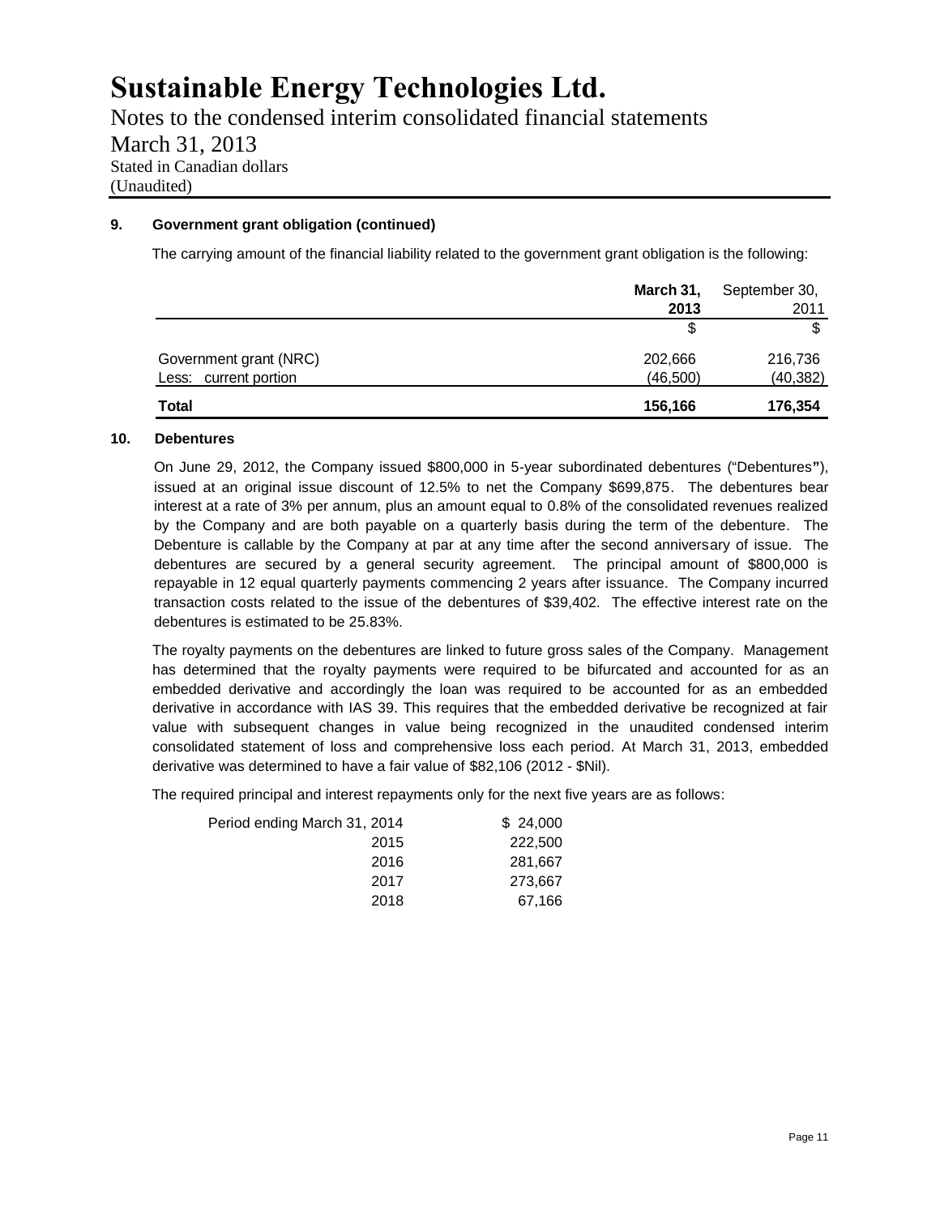# Sustainable Energy Technologies Ltd.

Notes to the condensed interim consolidated financial statements
March 31, 2013
Stated in Canadian dollars
(Unaudited)

## 9. Government grant obligation (continued)

The carrying amount of the financial liability related to the government grant obligation is the following:

| | **March 31, 2013** | September 30, 2011 |
|---|---|---|
| | $ | $ |
| Government grant (NRC) | 202,666 | 216,736 |
| Less: current portion | (46,500) | (40,382) |
| **Total** | **156,166** | **176,354** |

## 10. Debentures

On June 29, 2012, the Company issued $800,000 in 5-year subordinated debentures ("Debentures"), issued at an original issue discount of 12.5% to net the Company $699,875. The debentures bear interest at a rate of 3% per annum, plus an amount equal to 0.8% of the consolidated revenues realized by the Company and are both payable on a quarterly basis during the term of the debenture. The Debenture is callable by the Company at par at any time after the second anniversary of issue. The debentures are secured by a general security agreement. The principal amount of $800,000 is repayable in 12 equal quarterly payments commencing 2 years after issuance. The Company incurred transaction costs related to the issue of the debentures of $39,402. The effective interest rate on the debentures is estimated to be 25.83%.

The royalty payments on the debentures are linked to future gross sales of the Company. Management has determined that the royalty payments were required to be bifurcated and accounted for as an embedded derivative and accordingly the loan was required to be accounted for as an embedded derivative in accordance with IAS 39. This requires that the embedded derivative be recognized at fair value with subsequent changes in value being recognized in the unaudited condensed interim consolidated statement of loss and comprehensive loss each period. At March 31, 2013, embedded derivative was determined to have a fair value of $82,106 (2012 - $Nil).

The required principal and interest repayments only for the next five years are as follows:

| | |
|---|---|
| Period ending March 31, 2014 | $ 24,000 |
| 2015 | 222,500 |
| 2016 | 281,667 |
| 2017 | 273,667 |
| 2018 | 67,166 |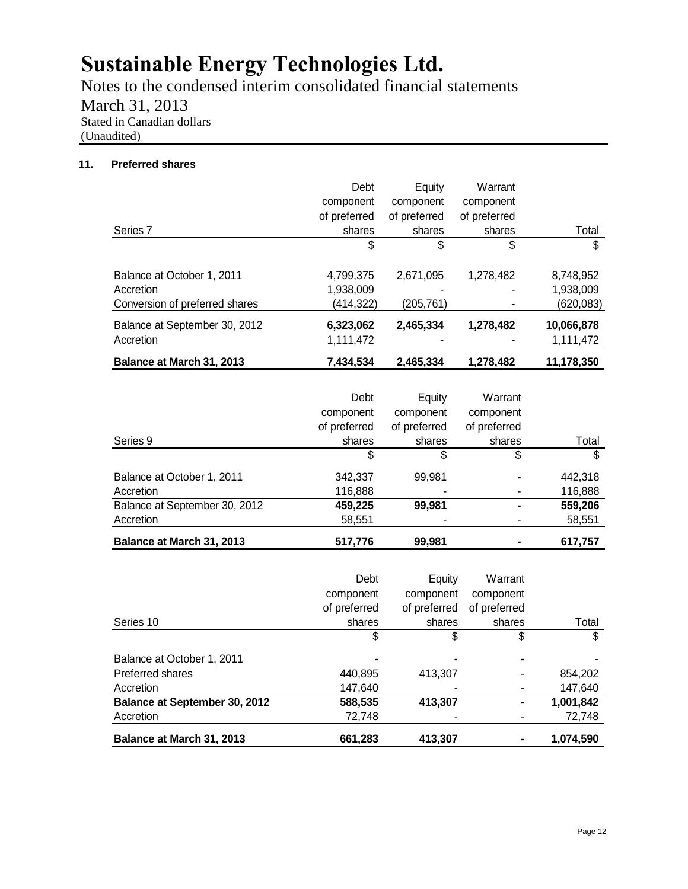# Sustainable Energy Technologies Ltd.

Notes to the condensed interim consolidated financial statements

March 31, 2013

Stated in Canadian dollars

(Unaudited)

### 11. Preferred shares

| Series 7 | Debt component of preferred shares | Equity component of preferred shares | Warrant component of preferred shares | Total |
|---|---|---|---|---|
| | $ | $ | $ | $ |
| Balance at October 1, 2011 | 4,799,375 | 2,671,095 | 1,278,482 | 8,748,952 |
| Accretion | 1,938,009 | - | - | 1,938,009 |
| Conversion of preferred shares | (414,322) | (205,761) | - | (620,083) |
| **Balance at September 30, 2012** | **6,323,062** | **2,465,334** | **1,278,482** | **10,066,878** |
| Accretion | 1,111,472 | - | - | 1,111,472 |
| **Balance at March 31, 2013** | **7,434,534** | **2,465,334** | **1,278,482** | **11,178,350** |

| Series 9 | Debt component of preferred shares | Equity component of preferred shares | Warrant component of preferred shares | Total |
|---|---|---|---|---|
| | $ | $ | $ | $ |
| Balance at October 1, 2011 | 342,337 | 99,981 | - | 442,318 |
| Accretion | 116,888 | - | - | 116,888 |
| Balance at September 30, 2012 | **459,225** | **99,981** | **-** | **559,206** |
| Accretion | 58,551 | - | - | 58,551 |
| **Balance at March 31, 2013** | **517,776** | **99,981** | **-** | **617,757** |

| Series 10 | Debt component of preferred shares | Equity component of preferred shares | Warrant component of preferred shares | Total |
|---|---|---|---|---|
| | $ | $ | $ | $ |
| Balance at October 1, 2011 | - | - | - | - |
| Preferred shares | 440,895 | 413,307 | - | 854,202 |
| Accretion | 147,640 | - | - | 147,640 |
| **Balance at September 30, 2012** | **588,535** | **413,307** | **-** | **1,001,842** |
| Accretion | 72,748 | - | - | 72,748 |
| **Balance at March 31, 2013** | **661,283** | **413,307** | **-** | **1,074,590** |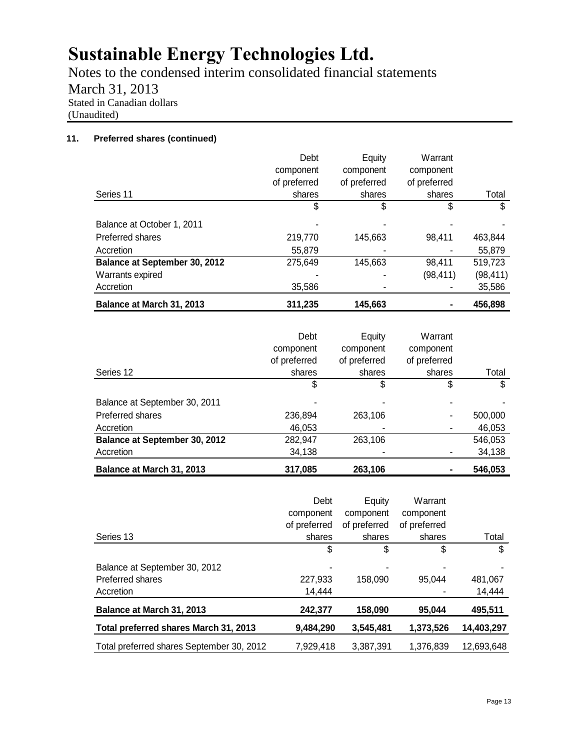# Sustainable Energy Technologies Ltd.

Notes to the condensed interim consolidated financial statements

March 31, 2013

Stated in Canadian dollars

(Unaudited)

**11. Preferred shares (continued)**

| Series 11 | Debt component of preferred shares | Equity component of preferred shares | Warrant component of preferred shares | Total |
|---|---|---|---|---|
| | $ | $ | $ | $ |
| Balance at October 1, 2011 | - | - | - | - |
| Preferred shares | 219,770 | 145,663 | 98,411 | 463,844 |
| Accretion | 55,879 | - | - | 55,879 |
| **Balance at September 30, 2012** | 275,649 | 145,663 | 98,411 | 519,723 |
| Warrants expired | - | - | (98,411) | (98,411) |
| Accretion | 35,586 | - | - | 35,586 |
| **Balance at March 31, 2013** | **311,235** | **145,663** | **-** | **456,898** |

| Series 12 | Debt component of preferred shares | Equity component of preferred shares | Warrant component of preferred shares | Total |
|---|---|---|---|---|
| | $ | $ | $ | $ |
| Balance at September 30, 2011 | - | - | - | - |
| Preferred shares | 236,894 | 263,106 | - | 500,000 |
| Accretion | 46,053 | - | - | 46,053 |
| **Balance at September 30, 2012** | 282,947 | 263,106 | | 546,053 |
| Accretion | 34,138 | - | - | 34,138 |
| **Balance at March 31, 2013** | **317,085** | **263,106** | **-** | **546,053** |

| Series 13 | Debt component of preferred shares | Equity component of preferred shares | Warrant component of preferred shares | Total |
|---|---|---|---|---|
| | $ | $ | $ | $ |
| Balance at September 30, 2012 | - | - | - | - |
| Preferred shares | 227,933 | 158,090 | 95,044 | 481,067 |
| Accretion | 14,444 | | - | 14,444 |
| **Balance at March 31, 2013** | **242,377** | **158,090** | **95,044** | **495,511** |
| **Total preferred shares March 31, 2013** | **9,484,290** | **3,545,481** | **1,373,526** | **14,403,297** |
| Total preferred shares September 30, 2012 | 7,929,418 | 3,387,391 | 1,376,839 | 12,693,648 |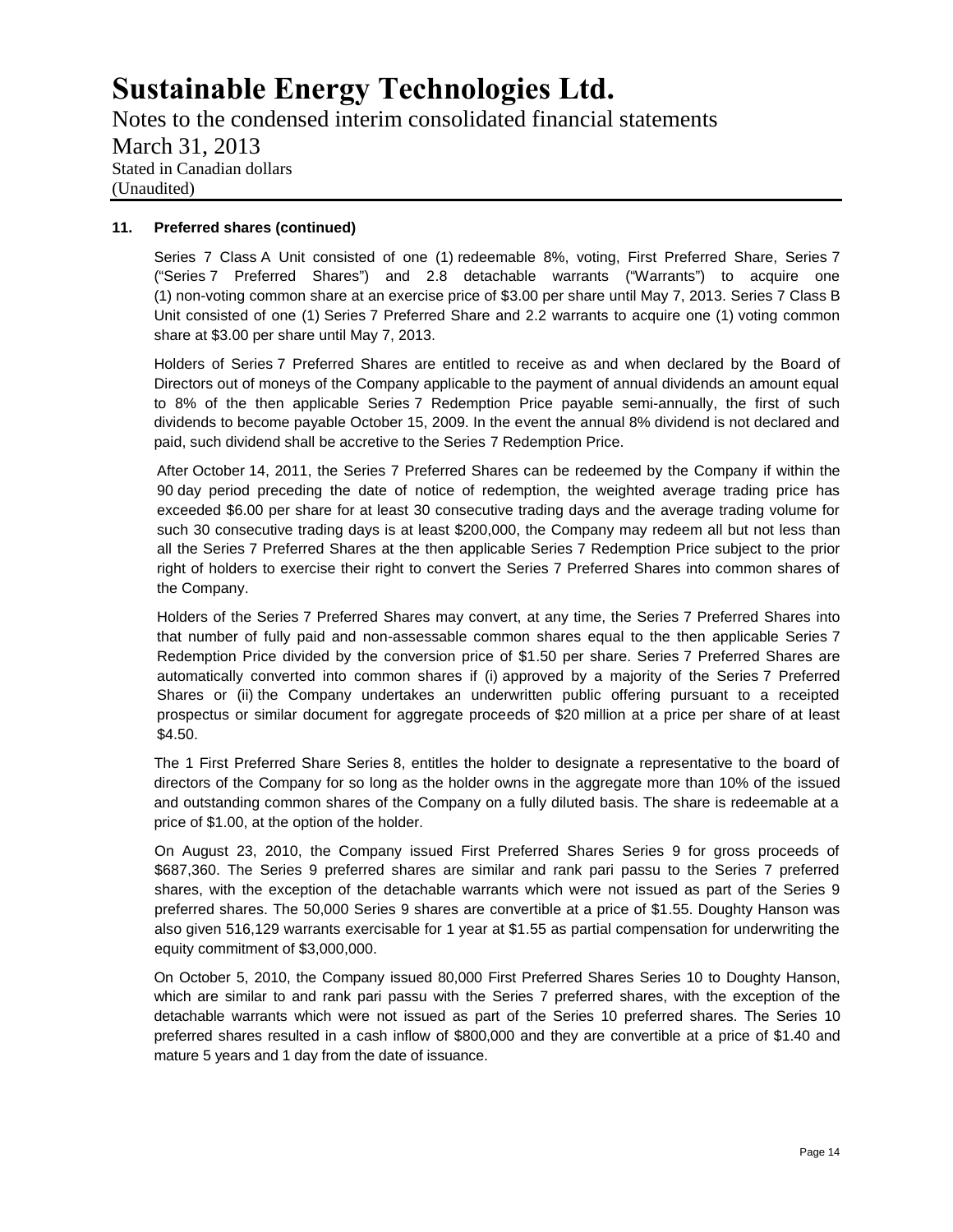### 11. Preferred shares (continued)

Series 7 Class A Unit consisted of one (1) redeemable 8%, voting, First Preferred Share, Series 7 ("Series 7 Preferred Shares") and 2.8 detachable warrants ("Warrants") to acquire one (1) non-voting common share at an exercise price of $3.00 per share until May 7, 2013. Series 7 Class B Unit consisted of one (1) Series 7 Preferred Share and 2.2 warrants to acquire one (1) voting common share at $3.00 per share until May 7, 2013.

Holders of Series 7 Preferred Shares are entitled to receive as and when declared by the Board of Directors out of moneys of the Company applicable to the payment of annual dividends an amount equal to 8% of the then applicable Series 7 Redemption Price payable semi-annually, the first of such dividends to become payable October 15, 2009. In the event the annual 8% dividend is not declared and paid, such dividend shall be accretive to the Series 7 Redemption Price.

After October 14, 2011, the Series 7 Preferred Shares can be redeemed by the Company if within the 90 day period preceding the date of notice of redemption, the weighted average trading price has exceeded $6.00 per share for at least 30 consecutive trading days and the average trading volume for such 30 consecutive trading days is at least $200,000, the Company may redeem all but not less than all the Series 7 Preferred Shares at the then applicable Series 7 Redemption Price subject to the prior right of holders to exercise their right to convert the Series 7 Preferred Shares into common shares of the Company.

Holders of the Series 7 Preferred Shares may convert, at any time, the Series 7 Preferred Shares into that number of fully paid and non-assessable common shares equal to the then applicable Series 7 Redemption Price divided by the conversion price of $1.50 per share. Series 7 Preferred Shares are automatically converted into common shares if (i) approved by a majority of the Series 7 Preferred Shares or (ii) the Company undertakes an underwritten public offering pursuant to a receipted prospectus or similar document for aggregate proceeds of $20 million at a price per share of at least $4.50.

The 1 First Preferred Share Series 8, entitles the holder to designate a representative to the board of directors of the Company for so long as the holder owns in the aggregate more than 10% of the issued and outstanding common shares of the Company on a fully diluted basis. The share is redeemable at a price of $1.00, at the option of the holder.

On August 23, 2010, the Company issued First Preferred Shares Series 9 for gross proceeds of $687,360. The Series 9 preferred shares are similar and rank pari passu to the Series 7 preferred shares, with the exception of the detachable warrants which were not issued as part of the Series 9 preferred shares. The 50,000 Series 9 shares are convertible at a price of $1.55. Doughty Hanson was also given 516,129 warrants exercisable for 1 year at $1.55 as partial compensation for underwriting the equity commitment of $3,000,000.

On October 5, 2010, the Company issued 80,000 First Preferred Shares Series 10 to Doughty Hanson, which are similar to and rank pari passu with the Series 7 preferred shares, with the exception of the detachable warrants which were not issued as part of the Series 10 preferred shares. The Series 10 preferred shares resulted in a cash inflow of $800,000 and they are convertible at a price of $1.40 and mature 5 years and 1 day from the date of issuance.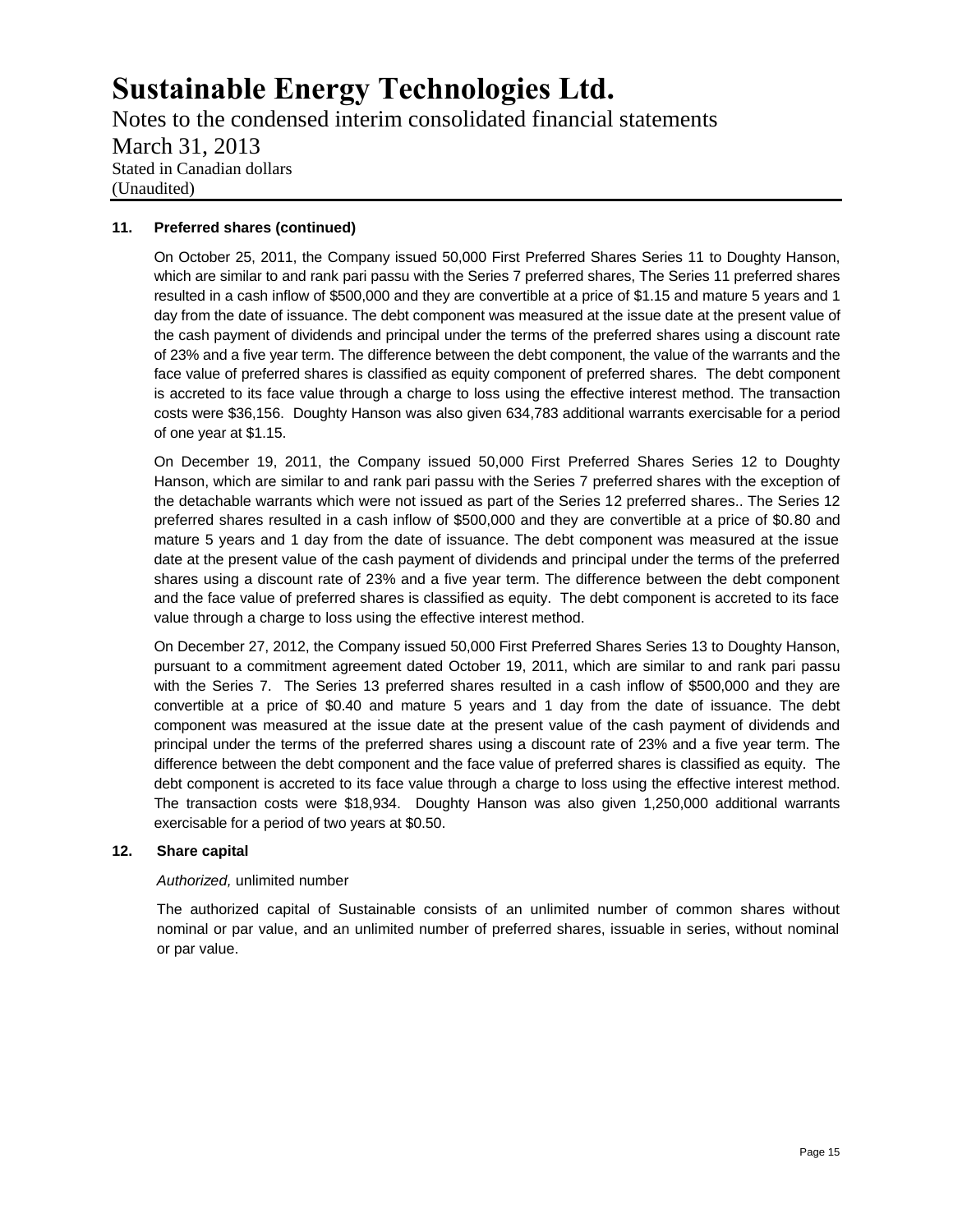**11. Preferred shares (continued)**

On October 25, 2011, the Company issued 50,000 First Preferred Shares Series 11 to Doughty Hanson, which are similar to and rank pari passu with the Series 7 preferred shares, The Series 11 preferred shares resulted in a cash inflow of $500,000 and they are convertible at a price of $1.15 and mature 5 years and 1 day from the date of issuance. The debt component was measured at the issue date at the present value of the cash payment of dividends and principal under the terms of the preferred shares using a discount rate of 23% and a five year term. The difference between the debt component, the value of the warrants and the face value of preferred shares is classified as equity component of preferred shares. The debt component is accreted to its face value through a charge to loss using the effective interest method. The transaction costs were $36,156. Doughty Hanson was also given 634,783 additional warrants exercisable for a period of one year at $1.15.

On December 19, 2011, the Company issued 50,000 First Preferred Shares Series 12 to Doughty Hanson, which are similar to and rank pari passu with the Series 7 preferred shares with the exception of the detachable warrants which were not issued as part of the Series 12 preferred shares.. The Series 12 preferred shares resulted in a cash inflow of $500,000 and they are convertible at a price of $0.80 and mature 5 years and 1 day from the date of issuance. The debt component was measured at the issue date at the present value of the cash payment of dividends and principal under the terms of the preferred shares using a discount rate of 23% and a five year term. The difference between the debt component and the face value of preferred shares is classified as equity. The debt component is accreted to its face value through a charge to loss using the effective interest method.

On December 27, 2012, the Company issued 50,000 First Preferred Shares Series 13 to Doughty Hanson, pursuant to a commitment agreement dated October 19, 2011, which are similar to and rank pari passu with the Series 7. The Series 13 preferred shares resulted in a cash inflow of $500,000 and they are convertible at a price of $0.40 and mature 5 years and 1 day from the date of issuance. The debt component was measured at the issue date at the present value of the cash payment of dividends and principal under the terms of the preferred shares using a discount rate of 23% and a five year term. The difference between the debt component and the face value of preferred shares is classified as equity. The debt component is accreted to its face value through a charge to loss using the effective interest method. The transaction costs were $18,934. Doughty Hanson was also given 1,250,000 additional warrants exercisable for a period of two years at $0.50.

**12. Share capital**

*Authorized,* unlimited number

The authorized capital of Sustainable consists of an unlimited number of common shares without nominal or par value, and an unlimited number of preferred shares, issuable in series, without nominal or par value.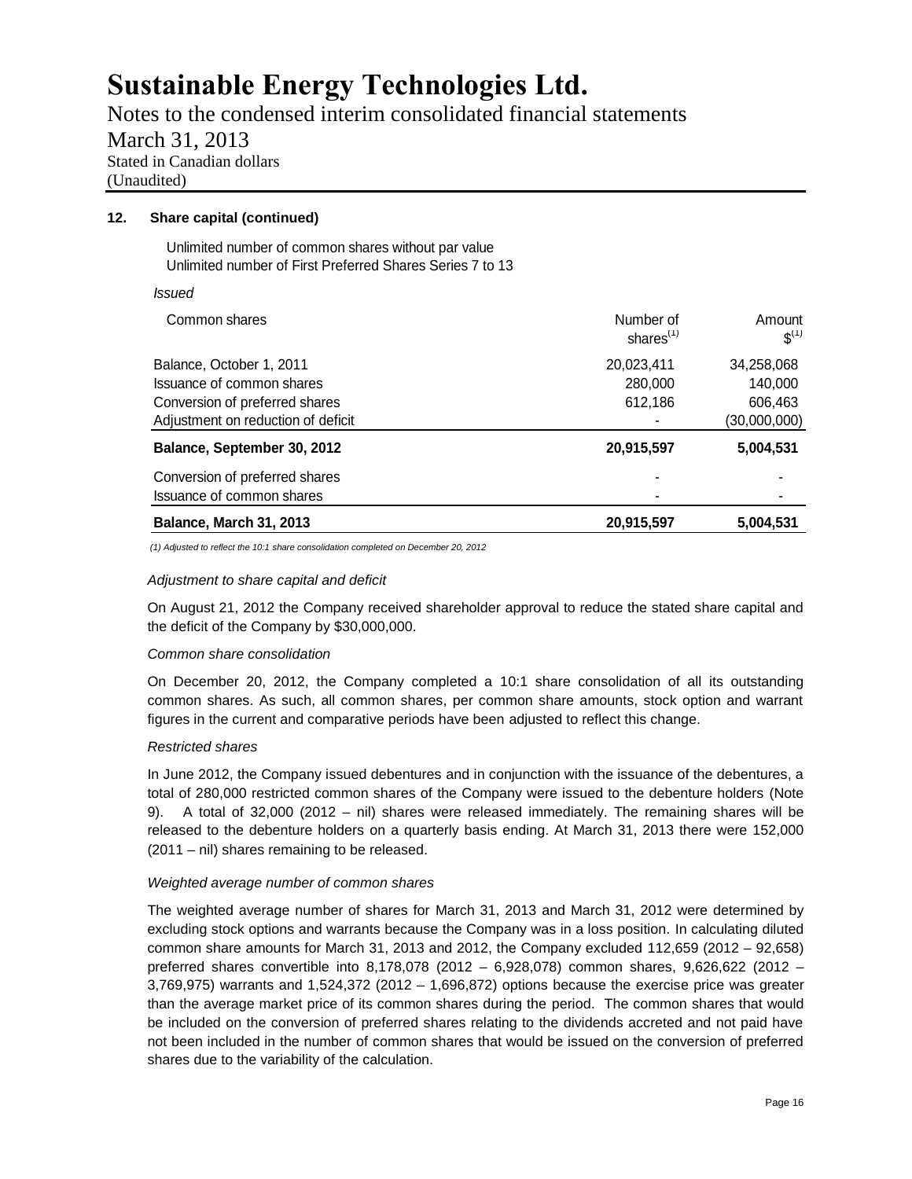# Sustainable Energy Technologies Ltd.

Notes to the condensed interim consolidated financial statements

March 31, 2013

Stated in Canadian dollars

(Unaudited)

**12. Share capital (continued)**

Unlimited number of common shares without par value
Unlimited number of First Preferred Shares Series 7 to 13

*Issued*

| Common shares | Number of shares[1] | Amount $[1] |
|---|---|---|
| Balance, October 1, 2011 | 20,023,411 | 34,258,068 |
| Issuance of common shares | 280,000 | 140,000 |
| Conversion of preferred shares | 612,186 | 606,463 |
| Adjustment on reduction of deficit | - | (30,000,000) |
| **Balance, September 30, 2012** | **20,915,597** | **5,004,531** |
| Conversion of preferred shares | - | - |
| Issuance of common shares | - | - |
| **Balance, March 31, 2013** | **20,915,597** | **5,004,531** |

*(1) Adjusted to reflect the 10:1 share consolidation completed on December 20, 2012*

*Adjustment to share capital and deficit*

On August 21, 2012 the Company received shareholder approval to reduce the stated share capital and the deficit of the Company by $30,000,000.

*Common share consolidation*

On December 20, 2012, the Company completed a 10:1 share consolidation of all its outstanding common shares. As such, all common shares, per common share amounts, stock option and warrant figures in the current and comparative periods have been adjusted to reflect this change.

*Restricted shares*

In June 2012, the Company issued debentures and in conjunction with the issuance of the debentures, a total of 280,000 restricted common shares of the Company were issued to the debenture holders (Note 9). A total of 32,000 (2012 – nil) shares were released immediately. The remaining shares will be released to the debenture holders on a quarterly basis ending. At March 31, 2013 there were 152,000 (2011 – nil) shares remaining to be released.

*Weighted average number of common shares*

The weighted average number of shares for March 31, 2013 and March 31, 2012 were determined by excluding stock options and warrants because the Company was in a loss position. In calculating diluted common share amounts for March 31, 2013 and 2012, the Company excluded 112,659 (2012 – 92,658) preferred shares convertible into 8,178,078 (2012 – 6,928,078) common shares, 9,626,622 (2012 – 3,769,975) warrants and 1,524,372 (2012 – 1,696,872) options because the exercise price was greater than the average market price of its common shares during the period. The common shares that would be included on the conversion of preferred shares relating to the dividends accreted and not paid have not been included in the number of common shares that would be issued on the conversion of preferred shares due to the variability of the calculation.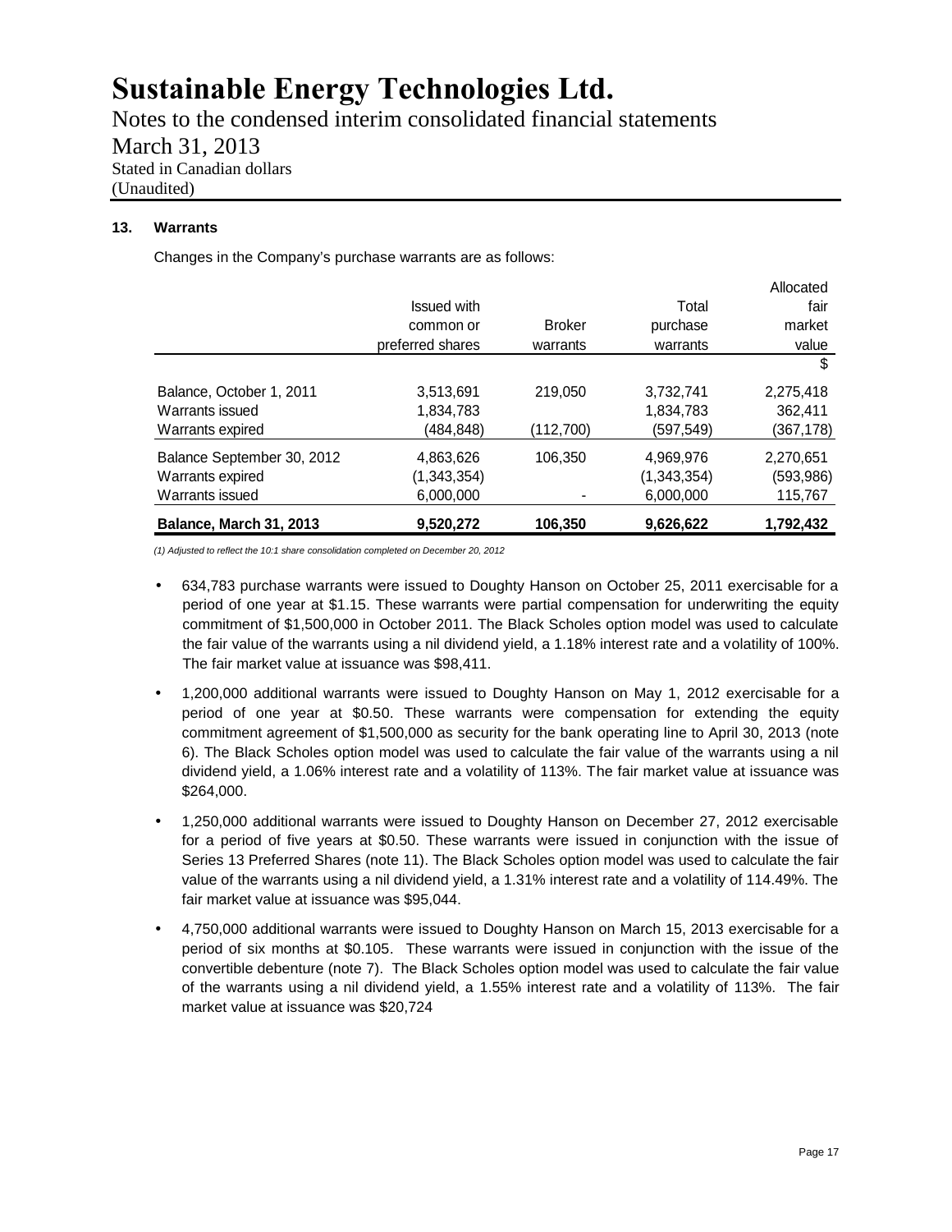# Sustainable Energy Technologies Ltd.

Notes to the condensed interim consolidated financial statements
March 31, 2013
Stated in Canadian dollars
(Unaudited)

### 13. Warrants

Changes in the Company's purchase warrants are as follows:

| | Issued with common or preferred shares | Broker warrants | Total purchase warrants | Allocated fair market value |
|---|---|---|---|---|
| | | | | $ |
| Balance, October 1, 2011 | 3,513,691 | 219,050 | 3,732,741 | 2,275,418 |
| Warrants issued | 1,834,783 | | 1,834,783 | 362,411 |
| Warrants expired | (484,848) | (112,700) | (597,549) | (367,178) |
| Balance September 30, 2012 | 4,863,626 | 106,350 | 4,969,976 | 2,270,651 |
| Warrants expired | (1,343,354) | | (1,343,354) | (593,986) |
| Warrants issued | 6,000,000 | - | 6,000,000 | 115,767 |
| **Balance, March 31, 2013** | **9,520,272** | **106,350** | **9,626,622** | **1,792,432** |

*(1) Adjusted to reflect the 10:1 share consolidation completed on December 20, 2012*

- 634,783 purchase warrants were issued to Doughty Hanson on October 25, 2011 exercisable for a period of one year at $1.15. These warrants were partial compensation for underwriting the equity commitment of $1,500,000 in October 2011. The Black Scholes option model was used to calculate the fair value of the warrants using a nil dividend yield, a 1.18% interest rate and a volatility of 100%. The fair market value at issuance was $98,411.
- 1,200,000 additional warrants were issued to Doughty Hanson on May 1, 2012 exercisable for a period of one year at $0.50. These warrants were compensation for extending the equity commitment agreement of $1,500,000 as security for the bank operating line to April 30, 2013 (note 6). The Black Scholes option model was used to calculate the fair value of the warrants using a nil dividend yield, a 1.06% interest rate and a volatility of 113%. The fair market value at issuance was $264,000.
- 1,250,000 additional warrants were issued to Doughty Hanson on December 27, 2012 exercisable for a period of five years at $0.50. These warrants were issued in conjunction with the issue of Series 13 Preferred Shares (note 11). The Black Scholes option model was used to calculate the fair value of the warrants using a nil dividend yield, a 1.31% interest rate and a volatility of 114.49%. The fair market value at issuance was $95,044.
- 4,750,000 additional warrants were issued to Doughty Hanson on March 15, 2013 exercisable for a period of six months at $0.105. These warrants were issued in conjunction with the issue of the convertible debenture (note 7). The Black Scholes option model was used to calculate the fair value of the warrants using a nil dividend yield, a 1.55% interest rate and a volatility of 113%. The fair market value at issuance was $20,724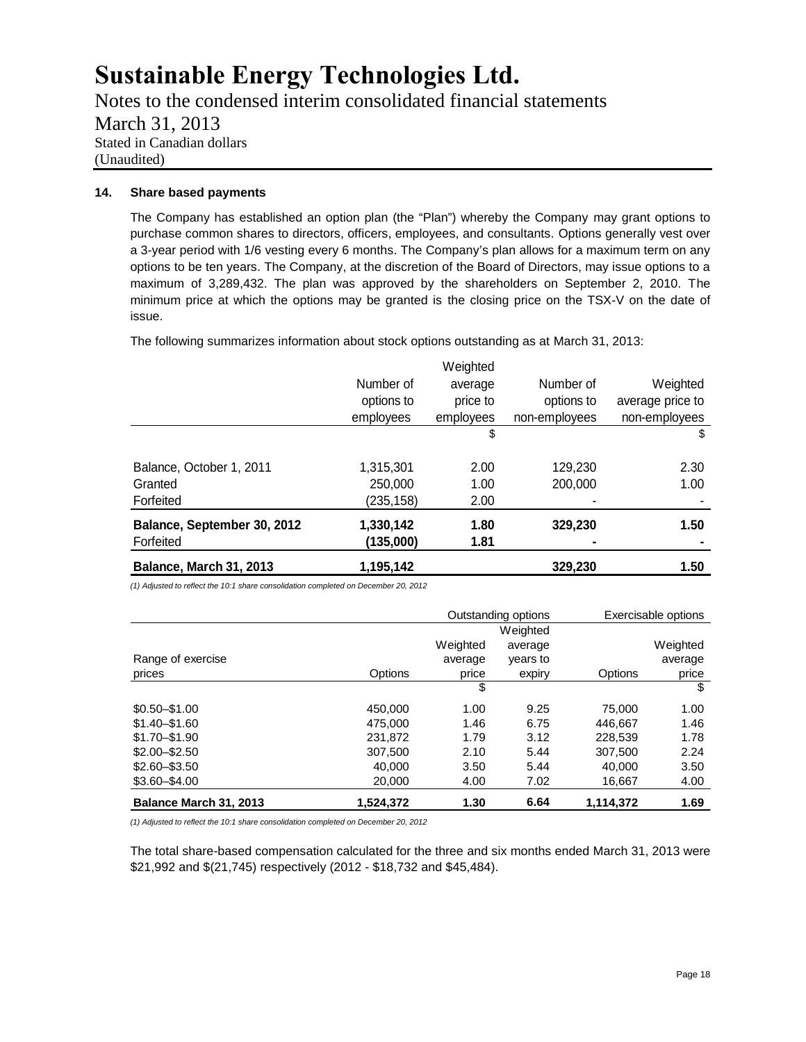# Sustainable Energy Technologies Ltd.

Notes to the condensed interim consolidated financial statements

March 31, 2013

Stated in Canadian dollars

(Unaudited)

**14. Share based payments**

The Company has established an option plan (the "Plan") whereby the Company may grant options to purchase common shares to directors, officers, employees, and consultants. Options generally vest over a 3-year period with 1/6 vesting every 6 months. The Company's plan allows for a maximum term on any options to be ten years. The Company, at the discretion of the Board of Directors, may issue options to a maximum of 3,289,432. The plan was approved by the shareholders on September 2, 2010. The minimum price at which the options may be granted is the closing price on the TSX-V on the date of issue.

The following summarizes information about stock options outstanding as at March 31, 2013:

| | Number of options to employees | Weighted average price to employees | Number of options to non-employees | Weighted average price to non-employees |
|---|---|---|---|---|
| | | $ | | $ |
| Balance, October 1, 2011 | 1,315,301 | 2.00 | 129,230 | 2.30 |
| Granted | 250,000 | 1.00 | 200,000 | 1.00 |
| Forfeited | (235,158) | 2.00 | - | - |
| **Balance, September 30, 2012** | **1,330,142** | **1.80** | **329,230** | **1.50** |
| Forfeited | **(135,000)** | **1.81** | **-** | **-** |
| **Balance, March 31, 2013** | **1,195,142** | | **329,230** | **1.50** |

*(1) Adjusted to reflect the 10:1 share consolidation completed on December 20, 2012*

| | Outstanding options | | | Exercisable options | |
|---|---|---|---|---|---|
| Range of exercise prices | Options | Weighted average price | Weighted average years to expiry | Options | Weighted average price |
| | | $ | | | $ |
| $0.50–$1.00 | 450,000 | 1.00 | 9.25 | 75,000 | 1.00 |
| $1.40–$1.60 | 475,000 | 1.46 | 6.75 | 446,667 | 1.46 |
| $1.70–$1.90 | 231,872 | 1.79 | 3.12 | 228,539 | 1.78 |
| $2.00–$2.50 | 307,500 | 2.10 | 5.44 | 307,500 | 2.24 |
| $2.60–$3.50 | 40,000 | 3.50 | 5.44 | 40,000 | 3.50 |
| $3.60–$4.00 | 20,000 | 4.00 | 7.02 | 16,667 | 4.00 |
| **Balance March 31, 2013** | **1,524,372** | **1.30** | **6.64** | **1,114,372** | **1.69** |

*(1) Adjusted to reflect the 10:1 share consolidation completed on December 20, 2012*

The total share-based compensation calculated for the three and six months ended March 31, 2013 were $21,992 and $(21,745) respectively (2012 - $18,732 and $45,484).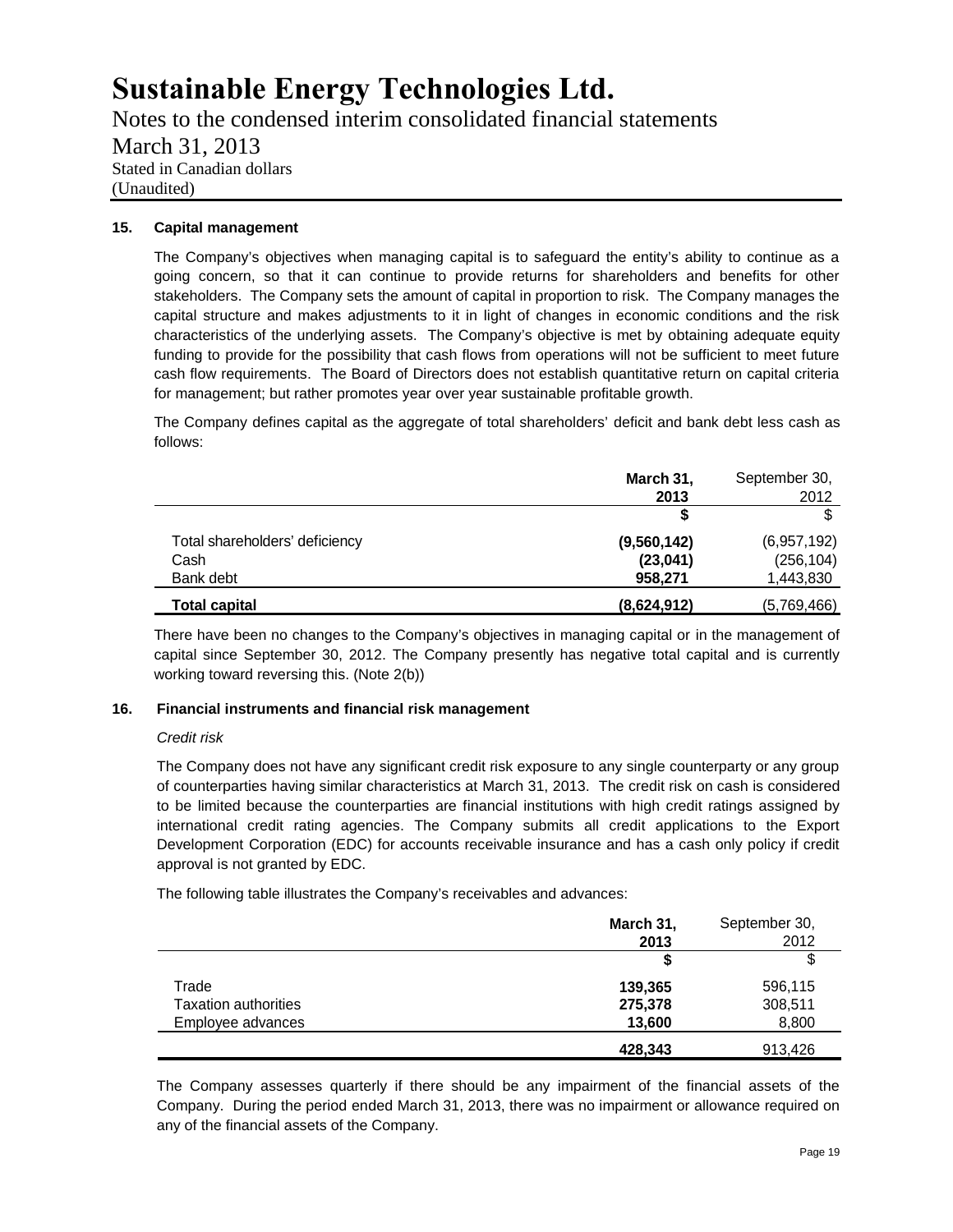### 15. Capital management

The Company's objectives when managing capital is to safeguard the entity's ability to continue as a going concern, so that it can continue to provide returns for shareholders and benefits for other stakeholders. The Company sets the amount of capital in proportion to risk. The Company manages the capital structure and makes adjustments to it in light of changes in economic conditions and the risk characteristics of the underlying assets. The Company's objective is met by obtaining adequate equity funding to provide for the possibility that cash flows from operations will not be sufficient to meet future cash flow requirements. The Board of Directors does not establish quantitative return on capital criteria for management; but rather promotes year over year sustainable profitable growth.

The Company defines capital as the aggregate of total shareholders' deficit and bank debt less cash as follows:

| | **March 31, 2013** | September 30, 2012 |
|---|---|---|
| | **$** | $ |
| Total shareholders' deficiency | **(9,560,142)** | (6,957,192) |
| Cash | **(23,041)** | (256,104) |
| Bank debt | **958,271** | 1,443,830 |
| **Total capital** | **(8,624,912)** | (5,769,466) |

There have been no changes to the Company's objectives in managing capital or in the management of capital since September 30, 2012. The Company presently has negative total capital and is currently working toward reversing this. (Note 2(b))

### 16. Financial instruments and financial risk management

*Credit risk*

The Company does not have any significant credit risk exposure to any single counterparty or any group of counterparties having similar characteristics at March 31, 2013. The credit risk on cash is considered to be limited because the counterparties are financial institutions with high credit ratings assigned by international credit rating agencies. The Company submits all credit applications to the Export Development Corporation (EDC) for accounts receivable insurance and has a cash only policy if credit approval is not granted by EDC.

The following table illustrates the Company's receivables and advances:

| | **March 31, 2013** | September 30, 2012 |
|---|---|---|
| | **$** | $ |
| Trade | **139,365** | 596,115 |
| Taxation authorities | **275,378** | 308,511 |
| Employee advances | **13,600** | 8,800 |
| | **428,343** | 913,426 |

The Company assesses quarterly if there should be any impairment of the financial assets of the Company. During the period ended March 31, 2013, there was no impairment or allowance required on any of the financial assets of the Company.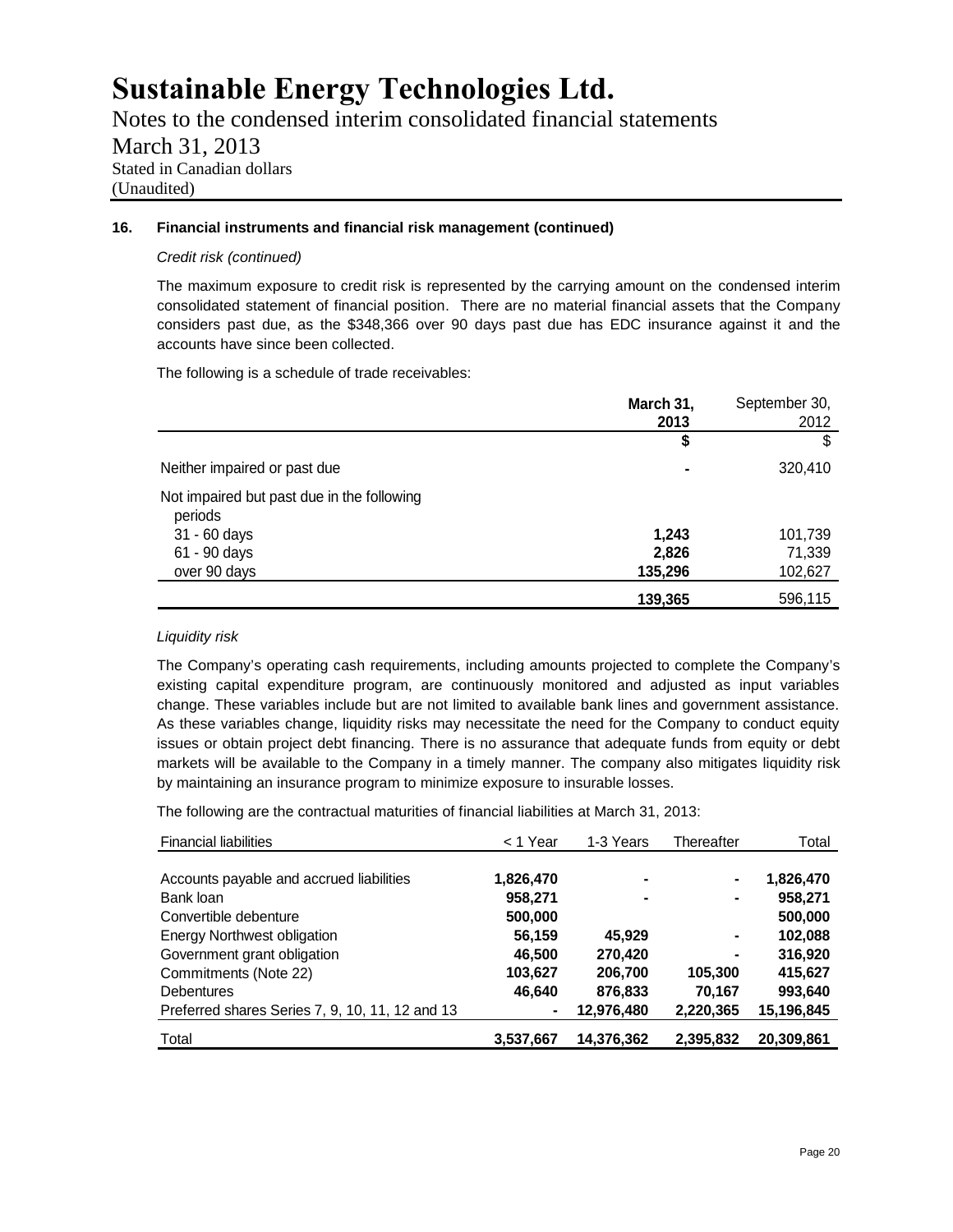# Sustainable Energy Technologies Ltd.

Notes to the condensed interim consolidated financial statements
March 31, 2013
Stated in Canadian dollars
(Unaudited)

**16. Financial instruments and financial risk management (continued)**

*Credit risk (continued)*

The maximum exposure to credit risk is represented by the carrying amount on the condensed interim consolidated statement of financial position. There are no material financial assets that the Company considers past due, as the $348,366 over 90 days past due has EDC insurance against it and the accounts have since been collected.

The following is a schedule of trade receivables:

| | **March 31, 2013** | September 30, 2012 |
|---|---|---|
| | **$** | $ |
| Neither impaired or past due | **-** | 320,410 |
| Not impaired but past due in the following periods | | |
| 31 - 60 days | **1,243** | 101,739 |
| 61 - 90 days | **2,826** | 71,339 |
| over 90 days | **135,296** | 102,627 |
| | **139,365** | 596,115 |

*Liquidity risk*

The Company's operating cash requirements, including amounts projected to complete the Company's existing capital expenditure program, are continuously monitored and adjusted as input variables change. These variables include but are not limited to available bank lines and government assistance. As these variables change, liquidity risks may necessitate the need for the Company to conduct equity issues or obtain project debt financing. There is no assurance that adequate funds from equity or debt markets will be available to the Company in a timely manner. The company also mitigates liquidity risk by maintaining an insurance program to minimize exposure to insurable losses.

The following are the contractual maturities of financial liabilities at March 31, 2013:

| Financial liabilities | < 1 Year | 1-3 Years | Thereafter | Total |
|---|---|---|---|---|
| Accounts payable and accrued liabilities | **1,826,470** | **-** | **-** | **1,826,470** |
| Bank loan | **958,271** | **-** | **-** | **958,271** |
| Convertible debenture | **500,000** | | | **500,000** |
| Energy Northwest obligation | **56,159** | **45,929** | **-** | **102,088** |
| Government grant obligation | **46,500** | **270,420** | **-** | **316,920** |
| Commitments (Note 22) | **103,627** | **206,700** | **105,300** | **415,627** |
| Debentures | **46,640** | **876,833** | **70,167** | **993,640** |
| Preferred shares Series 7, 9, 10, 11, 12 and 13 | **-** | **12,976,480** | **2,220,365** | **15,196,845** |
| Total | **3,537,667** | **14,376,362** | **2,395,832** | **20,309,861** |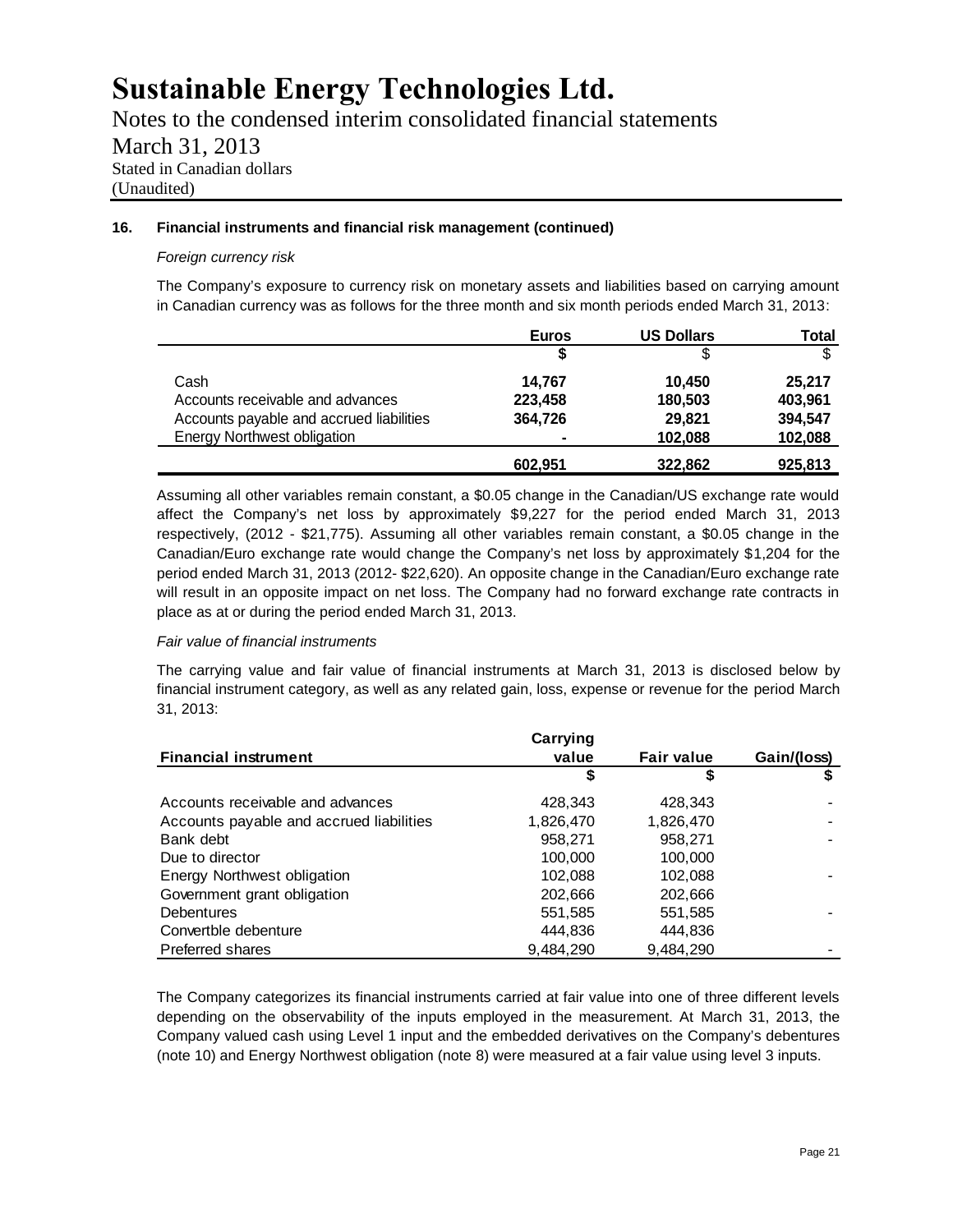# Sustainable Energy Technologies Ltd.

Notes to the condensed interim consolidated financial statements

March 31, 2013

Stated in Canadian dollars

(Unaudited)

**16. Financial instruments and financial risk management (continued)**

*Foreign currency risk*

The Company's exposure to currency risk on monetary assets and liabilities based on carrying amount in Canadian currency was as follows for the three month and six month periods ended March 31, 2013:

| | Euros | US Dollars | Total |
|---|---|---|---|
| | $ | $ | $ |
| Cash | 14,767 | 10,450 | 25,217 |
| Accounts receivable and advances | 223,458 | 180,503 | 403,961 |
| Accounts payable and accrued liabilities | 364,726 | 29,821 | 394,547 |
| Energy Northwest obligation | - | 102,088 | 102,088 |
| | 602,951 | 322,862 | 925,813 |

Assuming all other variables remain constant, a $0.05 change in the Canadian/US exchange rate would affect the Company's net loss by approximately $9,227 for the period ended March 31, 2013 respectively, (2012 - $21,775). Assuming all other variables remain constant, a $0.05 change in the Canadian/Euro exchange rate would change the Company's net loss by approximately $1,204 for the period ended March 31, 2013 (2012- $22,620). An opposite change in the Canadian/Euro exchange rate will result in an opposite impact on net loss. The Company had no forward exchange rate contracts in place as at or during the period ended March 31, 2013.

*Fair value of financial instruments*

The carrying value and fair value of financial instruments at March 31, 2013 is disclosed below by financial instrument category, as well as any related gain, loss, expense or revenue for the period March 31, 2013:

| Financial instrument | Carrying value | Fair value | Gain/(loss) |
|---|---|---|---|
| | $ | $ | $ |
| Accounts receivable and advances | 428,343 | 428,343 | - |
| Accounts payable and accrued liabilities | 1,826,470 | 1,826,470 | - |
| Bank debt | 958,271 | 958,271 | - |
| Due to director | 100,000 | 100,000 | |
| Energy Northwest obligation | 102,088 | 102,088 | - |
| Government grant obligation | 202,666 | 202,666 | |
| Debentures | 551,585 | 551,585 | - |
| Convertble debenture | 444,836 | 444,836 | |
| Preferred shares | 9,484,290 | 9,484,290 | - |

The Company categorizes its financial instruments carried at fair value into one of three different levels depending on the observability of the inputs employed in the measurement. At March 31, 2013, the Company valued cash using Level 1 input and the embedded derivatives on the Company's debentures (note 10) and Energy Northwest obligation (note 8) were measured at a fair value using level 3 inputs.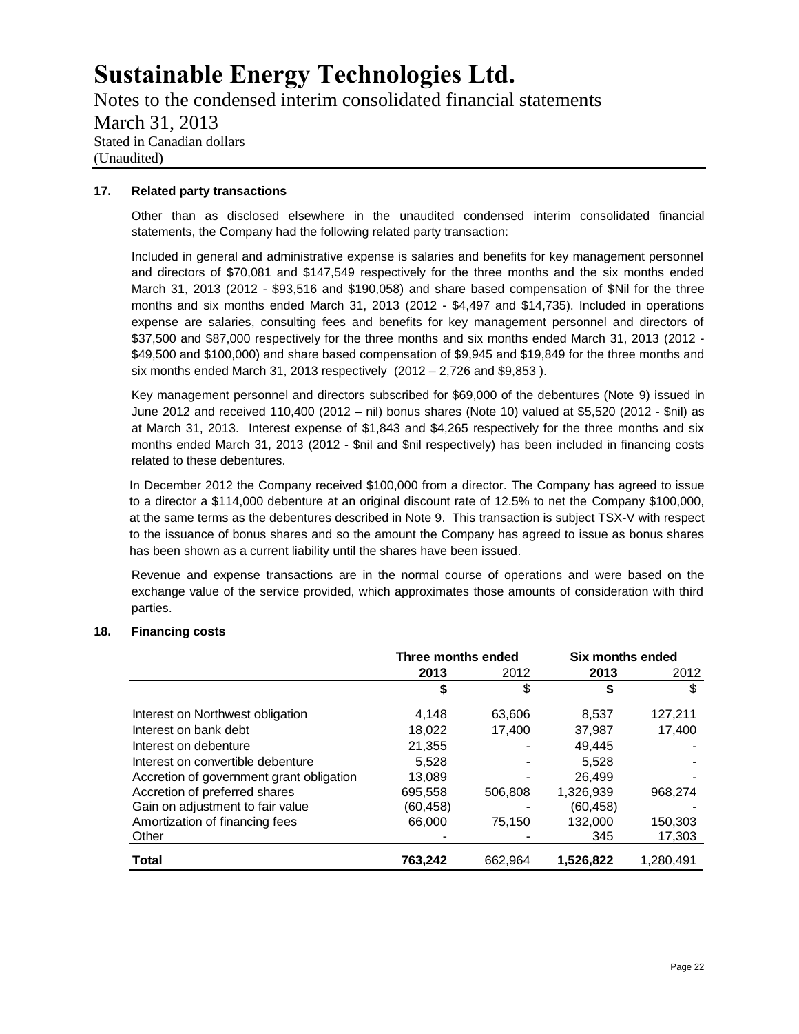# Sustainable Energy Technologies Ltd.

Notes to the condensed interim consolidated financial statements

March 31, 2013

Stated in Canadian dollars

(Unaudited)

### 17. Related party transactions

Other than as disclosed elsewhere in the unaudited condensed interim consolidated financial statements, the Company had the following related party transaction:

Included in general and administrative expense is salaries and benefits for key management personnel and directors of $70,081 and $147,549 respectively for the three months and the six months ended March 31, 2013 (2012 - $93,516 and $190,058) and share based compensation of $Nil for the three months and six months ended March 31, 2013 (2012 - $4,497 and $14,735). Included in operations expense are salaries, consulting fees and benefits for key management personnel and directors of $37,500 and $87,000 respectively for the three months and six months ended March 31, 2013 (2012 - $49,500 and $100,000) and share based compensation of $9,945 and $19,849 for the three months and six months ended March 31, 2013 respectively (2012 – 2,726 and $9,853 ).

Key management personnel and directors subscribed for $69,000 of the debentures (Note 9) issued in June 2012 and received 110,400 (2012 – nil) bonus shares (Note 10) valued at $5,520 (2012 - $nil) as at March 31, 2013. Interest expense of $1,843 and $4,265 respectively for the three months and six months ended March 31, 2013 (2012 - $nil and $nil respectively) has been included in financing costs related to these debentures.

In December 2012 the Company received $100,000 from a director. The Company has agreed to issue to a director a $114,000 debenture at an original discount rate of 12.5% to net the Company $100,000, at the same terms as the debentures described in Note 9. This transaction is subject TSX-V with respect to the issuance of bonus shares and so the amount the Company has agreed to issue as bonus shares has been shown as a current liability until the shares have been issued.

Revenue and expense transactions are in the normal course of operations and were based on the exchange value of the service provided, which approximates those amounts of consideration with third parties.

### 18. Financing costs

| | Three months ended | | Six months ended | |
|---|---|---|---|---|
| | **2013** | 2012 | **2013** | 2012 |
| | **$** | $ | **$** | $ |
| Interest on Northwest obligation | 4,148 | 63,606 | 8,537 | 127,211 |
| Interest on bank debt | 18,022 | 17,400 | 37,987 | 17,400 |
| Interest on debenture | 21,355 | - | 49,445 | - |
| Interest on convertible debenture | 5,528 | - | 5,528 | - |
| Accretion of government grant obligation | 13,089 | - | 26,499 | - |
| Accretion of preferred shares | 695,558 | 506,808 | 1,326,939 | 968,274 |
| Gain on adjustment to fair value | (60,458) | - | (60,458) | - |
| Amortization of financing fees | 66,000 | 75,150 | 132,000 | 150,303 |
| Other | - | - | 345 | 17,303 |
| **Total** | **763,242** | 662,964 | **1,526,822** | 1,280,491 |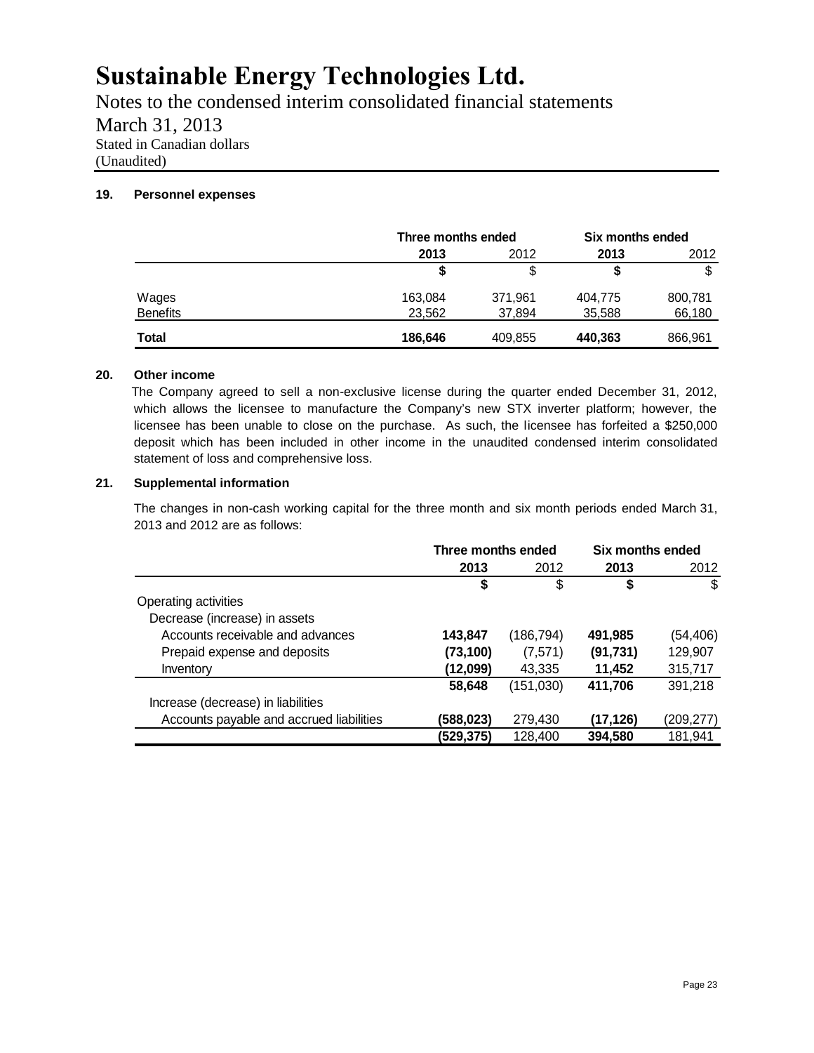# Sustainable Energy Technologies Ltd.

Notes to the condensed interim consolidated financial statements

March 31, 2013

Stated in Canadian dollars

(Unaudited)

### 19. Personnel expenses

| | Three months ended | | Six months ended | |
|---|---|---|---|---|
| | **2013** | 2012 | **2013** | 2012 |
| | **$** | $ | **$** | $ |
| Wages | 163,084 | 371,961 | 404,775 | 800,781 |
| Benefits | 23,562 | 37,894 | 35,588 | 66,180 |
| **Total** | **186,646** | 409,855 | **440,363** | 866,961 |

### 20. Other income

The Company agreed to sell a non-exclusive license during the quarter ended December 31, 2012, which allows the licensee to manufacture the Company's new STX inverter platform; however, the licensee has been unable to close on the purchase. As such, the licensee has forfeited a $250,000 deposit which has been included in other income in the unaudited condensed interim consolidated statement of loss and comprehensive loss.

### 21. Supplemental information

The changes in non-cash working capital for the three month and six month periods ended March 31, 2013 and 2012 are as follows:

| | Three months ended | | Six months ended | |
|---|---|---|---|---|
| | **2013** | 2012 | **2013** | 2012 |
| | **$** | $ | **$** | $ |
| Operating activities | | | | |
| Decrease (increase) in assets | | | | |
| Accounts receivable and advances | **143,847** | (186,794) | **491,985** | (54,406) |
| Prepaid expense and deposits | **(73,100)** | (7,571) | **(91,731)** | 129,907 |
| Inventory | **(12,099)** | 43,335 | **11,452** | 315,717 |
| | **58,648** | (151,030) | **411,706** | 391,218 |
| Increase (decrease) in liabilities | | | | |
| Accounts payable and accrued liabilities | **(588,023)** | 279,430 | **(17,126)** | (209,277) |
| | **(529,375)** | 128,400 | **394,580** | 181,941 |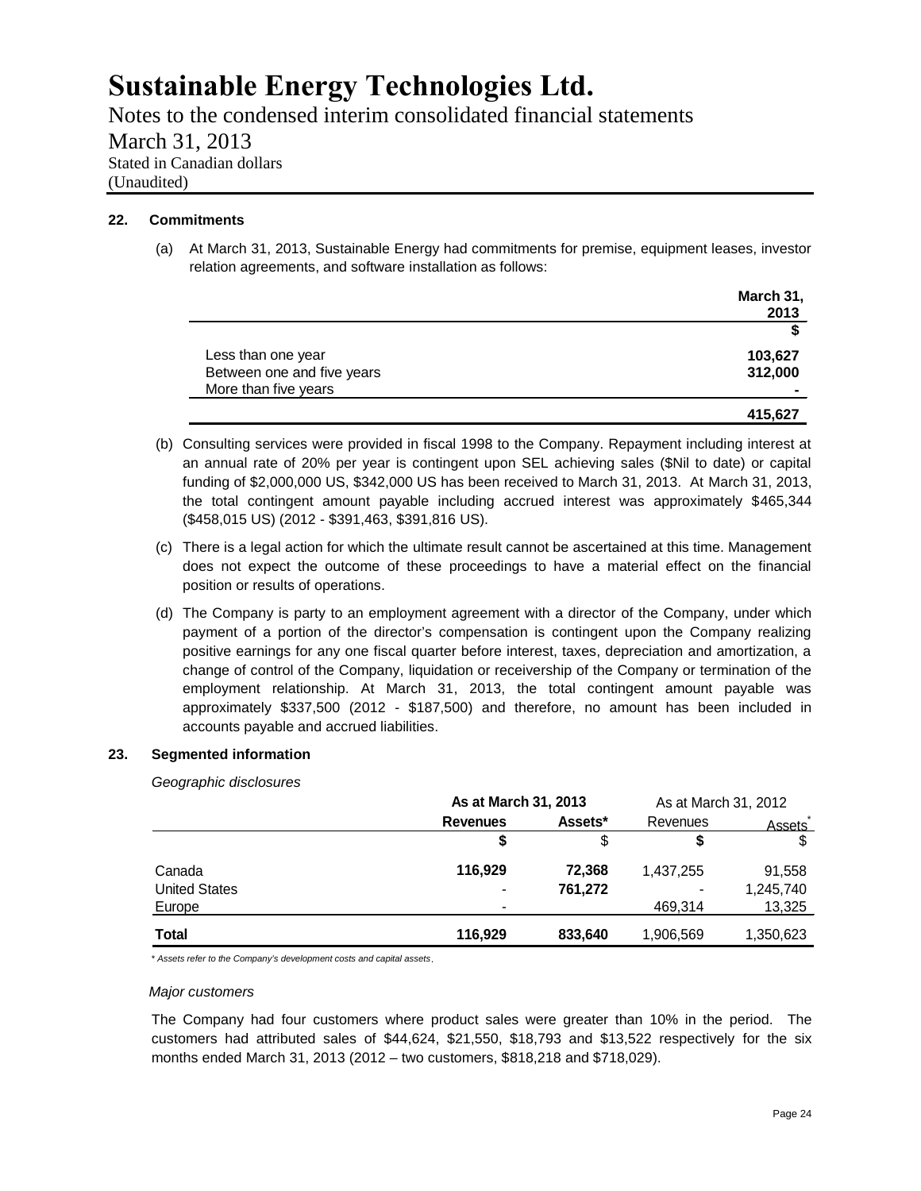# Sustainable Energy Technologies Ltd.

Notes to the condensed interim consolidated financial statements

March 31, 2013

Stated in Canadian dollars

(Unaudited)

### 22. Commitments

(a) At March 31, 2013, Sustainable Energy had commitments for premise, equipment leases, investor relation agreements, and software installation as follows:

| | March 31, 2013 |
|---|---|
| | **$** |
| Less than one year | **103,627** |
| Between one and five years | **312,000** |
| More than five years | **-** |
| | **415,627** |

(b) Consulting services were provided in fiscal 1998 to the Company. Repayment including interest at an annual rate of 20% per year is contingent upon SEL achieving sales ($Nil to date) or capital funding of $2,000,000 US, $342,000 US has been received to March 31, 2013. At March 31, 2013, the total contingent amount payable including accrued interest was approximately $465,344 ($458,015 US) (2012 - $391,463, $391,816 US).

(c) There is a legal action for which the ultimate result cannot be ascertained at this time. Management does not expect the outcome of these proceedings to have a material effect on the financial position or results of operations.

(d) The Company is party to an employment agreement with a director of the Company, under which payment of a portion of the director's compensation is contingent upon the Company realizing positive earnings for any one fiscal quarter before interest, taxes, depreciation and amortization, a change of control of the Company, liquidation or receivership of the Company or termination of the employment relationship. At March 31, 2013, the total contingent amount payable was approximately $337,500 (2012 - $187,500) and therefore, no amount has been included in accounts payable and accrued liabilities.

### 23. Segmented information

*Geographic disclosures*

| | **As at March 31, 2013** | | As at March 31, 2012 | |
|---|---|---|---|---|
| | **Revenues** | **Assets*** | Revenues | Assets* |
| | **$** | $ | **$** | $ |
| Canada | **116,929** | **72,368** | 1,437,255 | 91,558 |
| United States | - | **761,272** | - | 1,245,740 |
| Europe | - | | 469,314 | 13,325 |
| **Total** | **116,929** | **833,640** | 1,906,569 | 1,350,623 |

*\* Assets refer to the Company's development costs and capital assets.*

*Major customers*

The Company had four customers where product sales were greater than 10% in the period. The customers had attributed sales of $44,624, $21,550, $18,793 and $13,522 respectively for the six months ended March 31, 2013 (2012 – two customers, $818,218 and $718,029).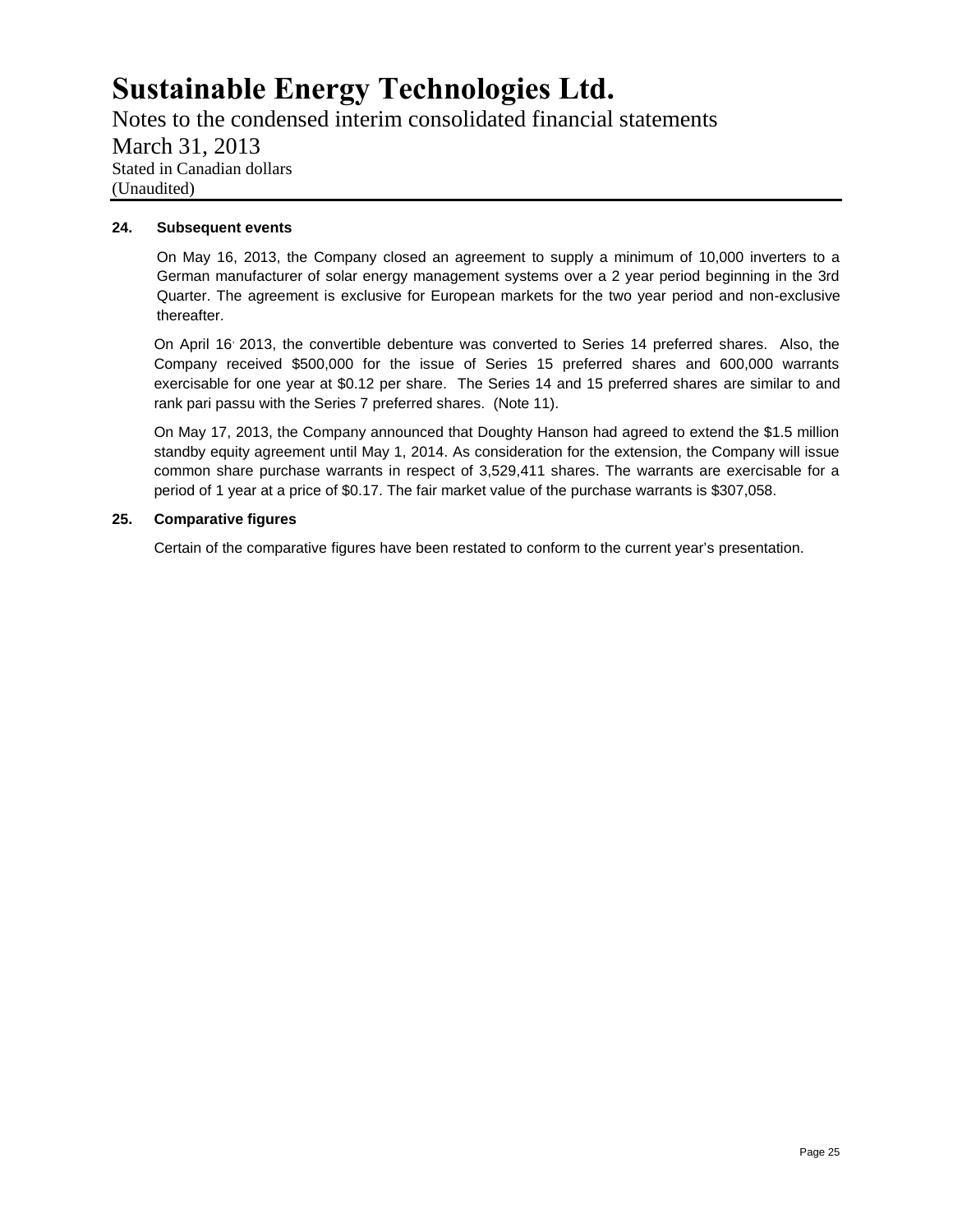# Sustainable Energy Technologies Ltd.

Notes to the condensed interim consolidated financial statements

March 31, 2013

Stated in Canadian dollars

(Unaudited)

**24. Subsequent events**

On May 16, 2013, the Company closed an agreement to supply a minimum of 10,000 inverters to a German manufacturer of solar energy management systems over a 2 year period beginning in the 3rd Quarter. The agreement is exclusive for European markets for the two year period and non-exclusive thereafter.

On April 16, 2013, the convertible debenture was converted to Series 14 preferred shares. Also, the Company received $500,000 for the issue of Series 15 preferred shares and 600,000 warrants exercisable for one year at $0.12 per share. The Series 14 and 15 preferred shares are similar to and rank pari passu with the Series 7 preferred shares. (Note 11).

On May 17, 2013, the Company announced that Doughty Hanson had agreed to extend the $1.5 million standby equity agreement until May 1, 2014. As consideration for the extension, the Company will issue common share purchase warrants in respect of 3,529,411 shares. The warrants are exercisable for a period of 1 year at a price of $0.17. The fair market value of the purchase warrants is $307,058.

**25. Comparative figures**

Certain of the comparative figures have been restated to conform to the current year's presentation.